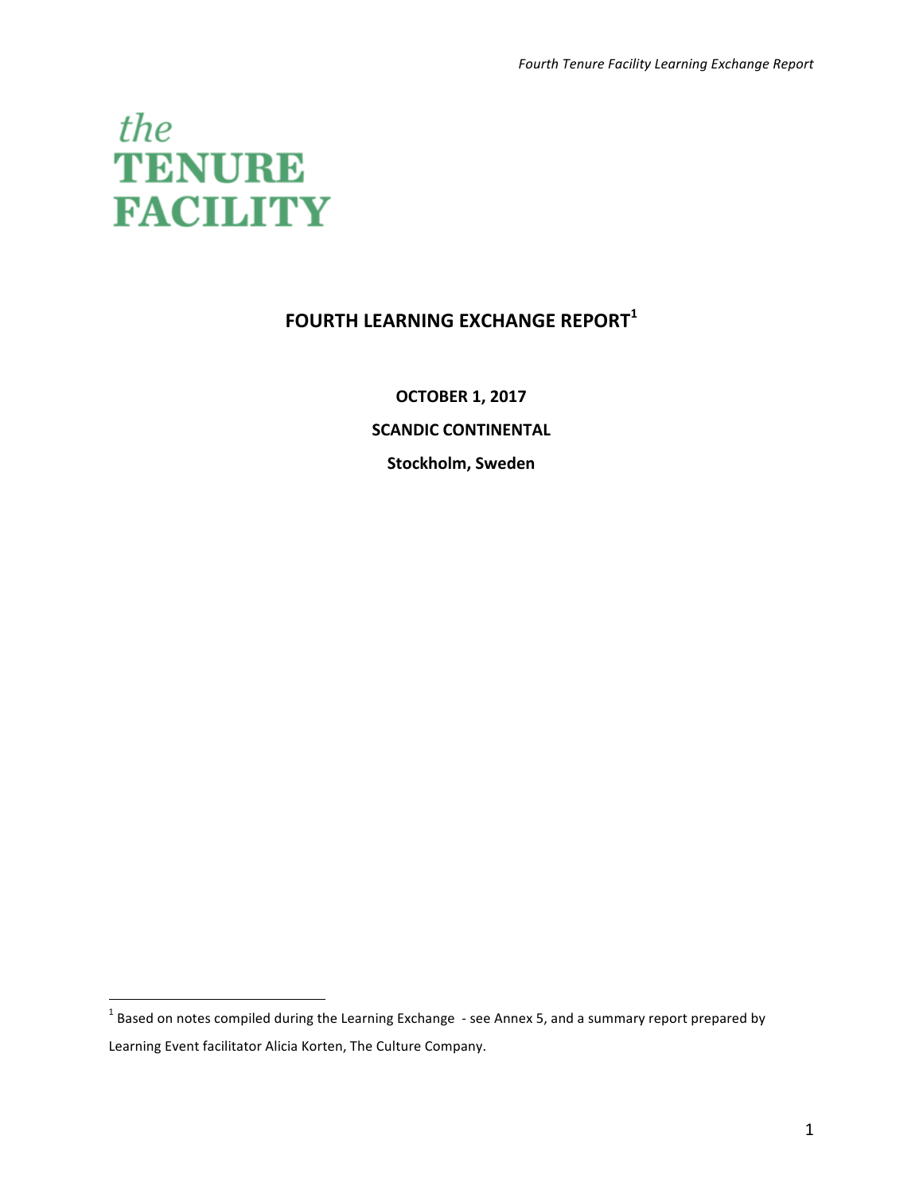the
TENURE
FACILITY

# FOURTH LEARNING EXCHANGE REPORT[1]

**OCTOBER 1, 2017**

**SCANDIC CONTINENTAL**

**Stockholm, Sweden**

[1] Based on notes compiled during the Learning Exchange - see Annex 5, and a summary report prepared by Learning Event facilitator Alicia Korten, The Culture Company.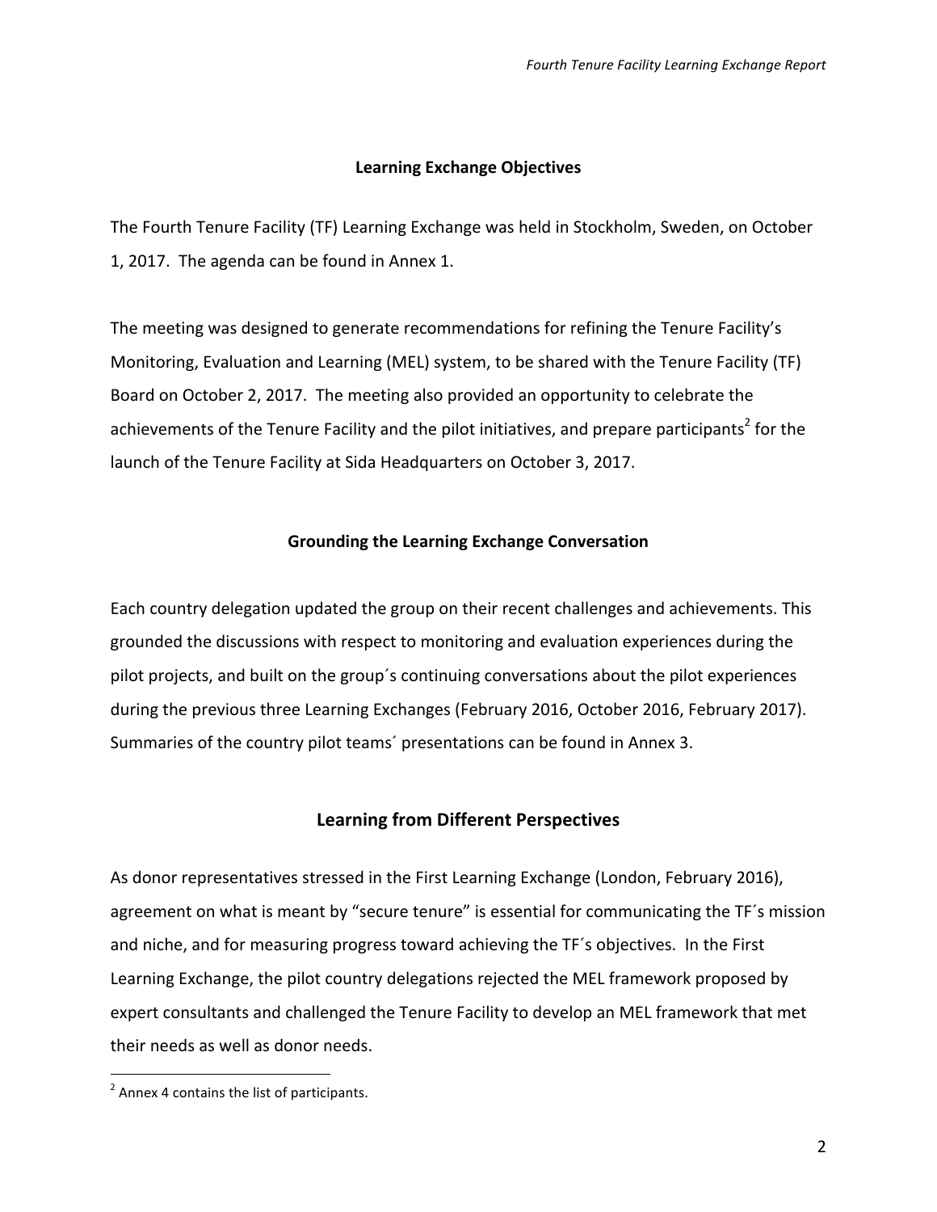## Learning Exchange Objectives

The Fourth Tenure Facility (TF) Learning Exchange was held in Stockholm, Sweden, on October 1, 2017. The agenda can be found in Annex 1.

The meeting was designed to generate recommendations for refining the Tenure Facility's Monitoring, Evaluation and Learning (MEL) system, to be shared with the Tenure Facility (TF) Board on October 2, 2017. The meeting also provided an opportunity to celebrate the achievements of the Tenure Facility and the pilot initiatives, and prepare participants[2] for the launch of the Tenure Facility at Sida Headquarters on October 3, 2017.

## Grounding the Learning Exchange Conversation

Each country delegation updated the group on their recent challenges and achievements. This grounded the discussions with respect to monitoring and evaluation experiences during the pilot projects, and built on the group´s continuing conversations about the pilot experiences during the previous three Learning Exchanges (February 2016, October 2016, February 2017). Summaries of the country pilot teams´ presentations can be found in Annex 3.

## Learning from Different Perspectives

As donor representatives stressed in the First Learning Exchange (London, February 2016), agreement on what is meant by "secure tenure" is essential for communicating the TF´s mission and niche, and for measuring progress toward achieving the TF´s objectives. In the First Learning Exchange, the pilot country delegations rejected the MEL framework proposed by expert consultants and challenged the Tenure Facility to develop an MEL framework that met their needs as well as donor needs.

[2] Annex 4 contains the list of participants.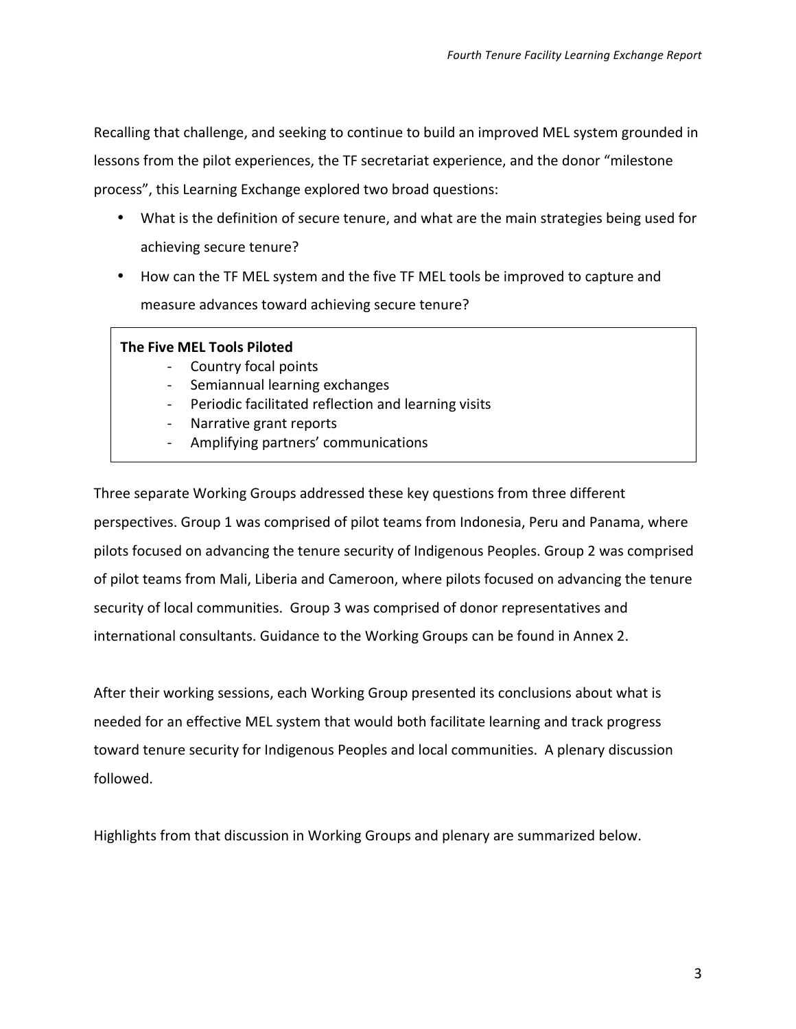Recalling that challenge, and seeking to continue to build an improved MEL system grounded in lessons from the pilot experiences, the TF secretariat experience, and the donor "milestone process", this Learning Exchange explored two broad questions:

- What is the definition of secure tenure, and what are the main strategies being used for achieving secure tenure?
- How can the TF MEL system and the five TF MEL tools be improved to capture and measure advances toward achieving secure tenure?

**The Five MEL Tools Piloted**

- Country focal points
- Semiannual learning exchanges
- Periodic facilitated reflection and learning visits
- Narrative grant reports
- Amplifying partners' communications

Three separate Working Groups addressed these key questions from three different perspectives. Group 1 was comprised of pilot teams from Indonesia, Peru and Panama, where pilots focused on advancing the tenure security of Indigenous Peoples. Group 2 was comprised of pilot teams from Mali, Liberia and Cameroon, where pilots focused on advancing the tenure security of local communities. Group 3 was comprised of donor representatives and international consultants. Guidance to the Working Groups can be found in Annex 2.

After their working sessions, each Working Group presented its conclusions about what is needed for an effective MEL system that would both facilitate learning and track progress toward tenure security for Indigenous Peoples and local communities. A plenary discussion followed.

Highlights from that discussion in Working Groups and plenary are summarized below.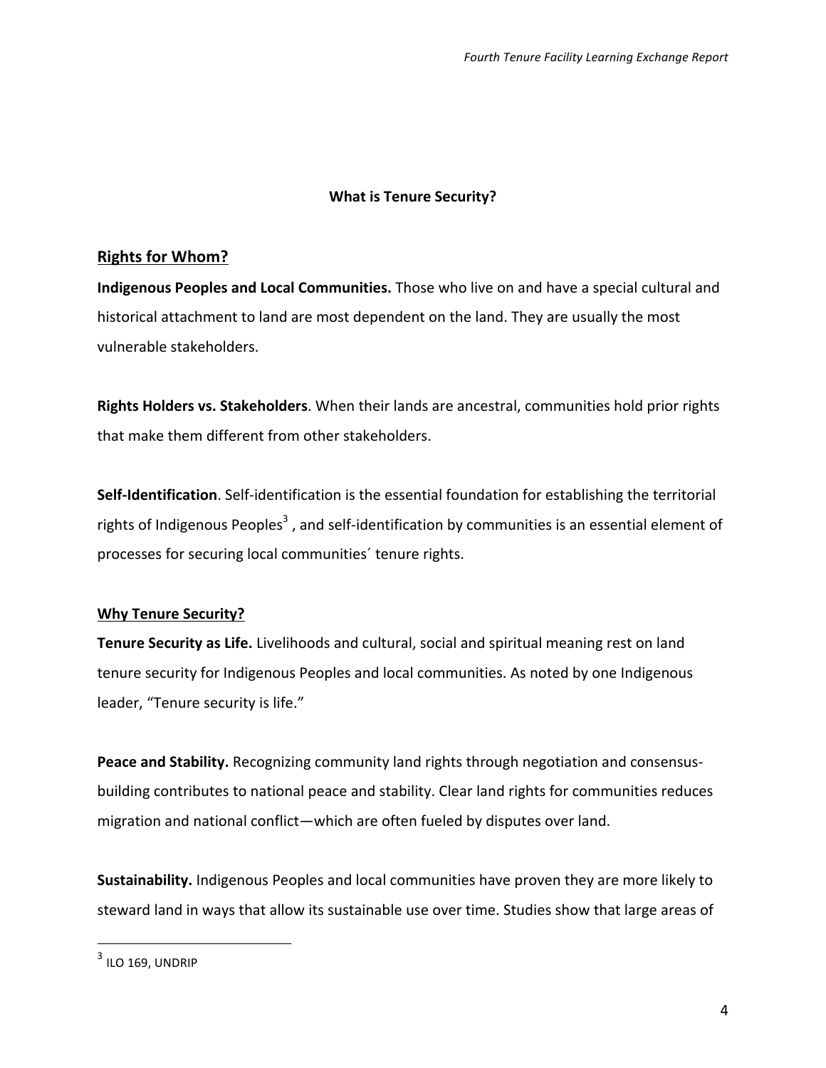## What is Tenure Security?

### Rights for Whom?

**Indigenous Peoples and Local Communities.** Those who live on and have a special cultural and historical attachment to land are most dependent on the land. They are usually the most vulnerable stakeholders.

**Rights Holders vs. Stakeholders**. When their lands are ancestral, communities hold prior rights that make them different from other stakeholders.

**Self-Identification**. Self-identification is the essential foundation for establishing the territorial rights of Indigenous Peoples[3] , and self-identification by communities is an essential element of processes for securing local communities´ tenure rights.

### Why Tenure Security?

**Tenure Security as Life.** Livelihoods and cultural, social and spiritual meaning rest on land tenure security for Indigenous Peoples and local communities. As noted by one Indigenous leader, "Tenure security is life."

**Peace and Stability.** Recognizing community land rights through negotiation and consensus-building contributes to national peace and stability. Clear land rights for communities reduces migration and national conflict—which are often fueled by disputes over land.

**Sustainability.** Indigenous Peoples and local communities have proven they are more likely to steward land in ways that allow its sustainable use over time. Studies show that large areas of

[3] ILO 169, UNDRIP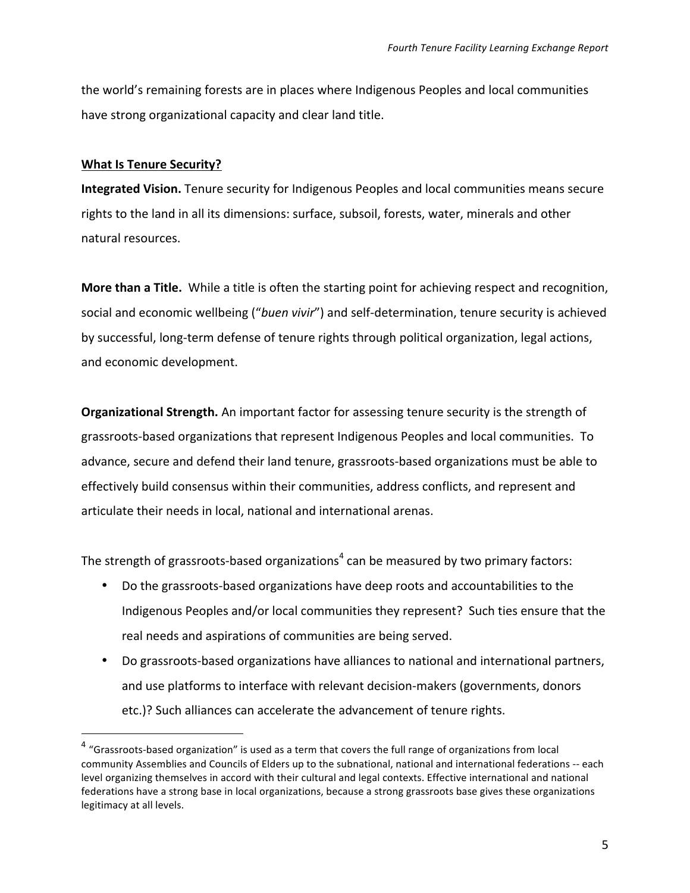the world's remaining forests are in places where Indigenous Peoples and local communities have strong organizational capacity and clear land title.

**What Is Tenure Security?**

**Integrated Vision.** Tenure security for Indigenous Peoples and local communities means secure rights to the land in all its dimensions: surface, subsoil, forests, water, minerals and other natural resources.

**More than a Title.** While a title is often the starting point for achieving respect and recognition, social and economic wellbeing ("*buen vivir*") and self-determination, tenure security is achieved by successful, long-term defense of tenure rights through political organization, legal actions, and economic development.

**Organizational Strength.** An important factor for assessing tenure security is the strength of grassroots-based organizations that represent Indigenous Peoples and local communities. To advance, secure and defend their land tenure, grassroots-based organizations must be able to effectively build consensus within their communities, address conflicts, and represent and articulate their needs in local, national and international arenas.

The strength of grassroots-based organizations[4] can be measured by two primary factors:

- Do the grassroots-based organizations have deep roots and accountabilities to the Indigenous Peoples and/or local communities they represent? Such ties ensure that the real needs and aspirations of communities are being served.
- Do grassroots-based organizations have alliances to national and international partners, and use platforms to interface with relevant decision-makers (governments, donors etc.)? Such alliances can accelerate the advancement of tenure rights.

[4] "Grassroots-based organization" is used as a term that covers the full range of organizations from local community Assemblies and Councils of Elders up to the subnational, national and international federations -- each level organizing themselves in accord with their cultural and legal contexts. Effective international and national federations have a strong base in local organizations, because a strong grassroots base gives these organizations legitimacy at all levels.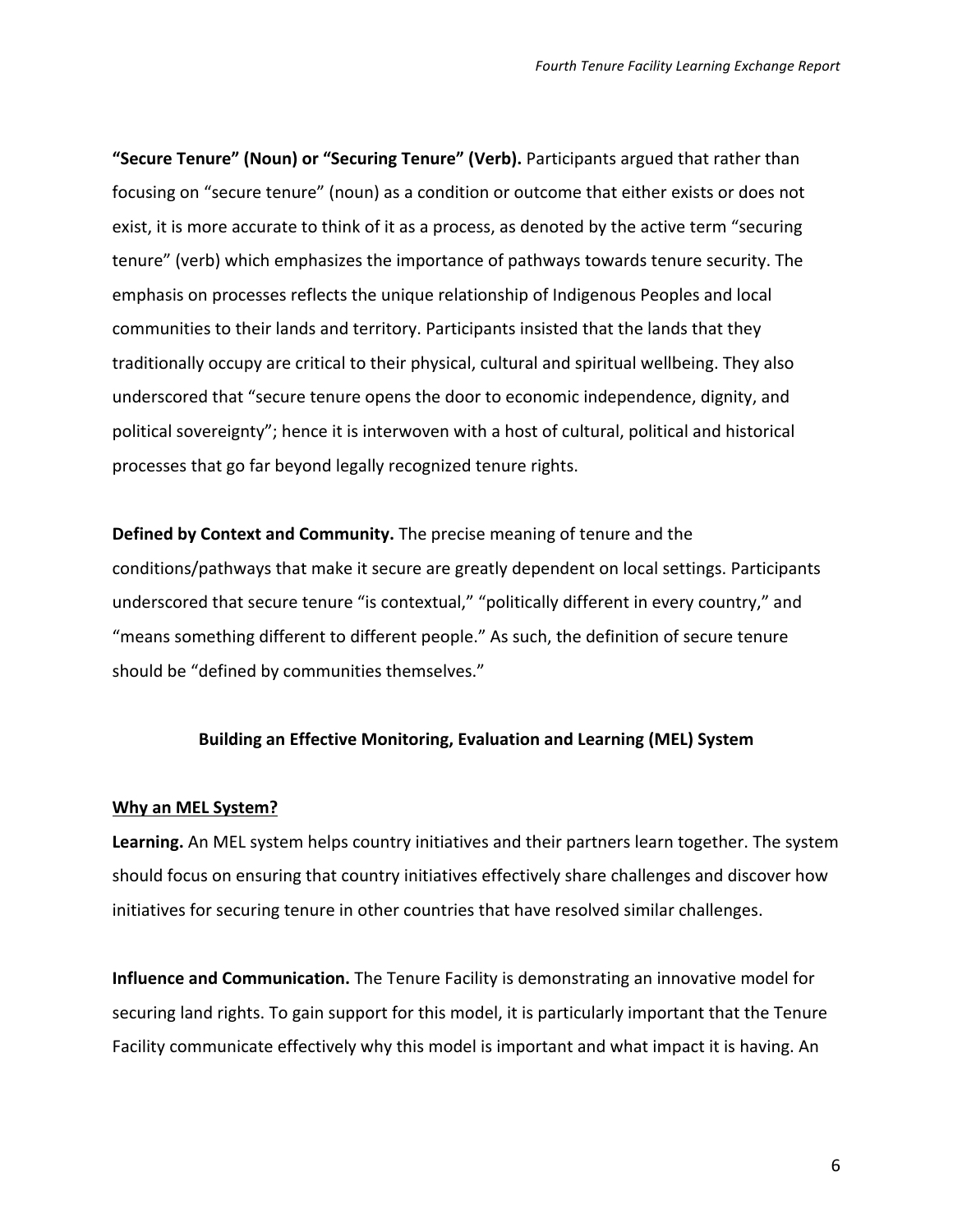**"Secure Tenure" (Noun) or "Securing Tenure" (Verb).** Participants argued that rather than focusing on "secure tenure" (noun) as a condition or outcome that either exists or does not exist, it is more accurate to think of it as a process, as denoted by the active term "securing tenure" (verb) which emphasizes the importance of pathways towards tenure security. The emphasis on processes reflects the unique relationship of Indigenous Peoples and local communities to their lands and territory. Participants insisted that the lands that they traditionally occupy are critical to their physical, cultural and spiritual wellbeing. They also underscored that "secure tenure opens the door to economic independence, dignity, and political sovereignty"; hence it is interwoven with a host of cultural, political and historical processes that go far beyond legally recognized tenure rights.

**Defined by Context and Community.** The precise meaning of tenure and the conditions/pathways that make it secure are greatly dependent on local settings. Participants underscored that secure tenure "is contextual," "politically different in every country," and "means something different to different people." As such, the definition of secure tenure should be "defined by communities themselves."

## Building an Effective Monitoring, Evaluation and Learning (MEL) System

### Why an MEL System?

**Learning.** An MEL system helps country initiatives and their partners learn together. The system should focus on ensuring that country initiatives effectively share challenges and discover how initiatives for securing tenure in other countries that have resolved similar challenges.

**Influence and Communication.** The Tenure Facility is demonstrating an innovative model for securing land rights. To gain support for this model, it is particularly important that the Tenure Facility communicate effectively why this model is important and what impact it is having. An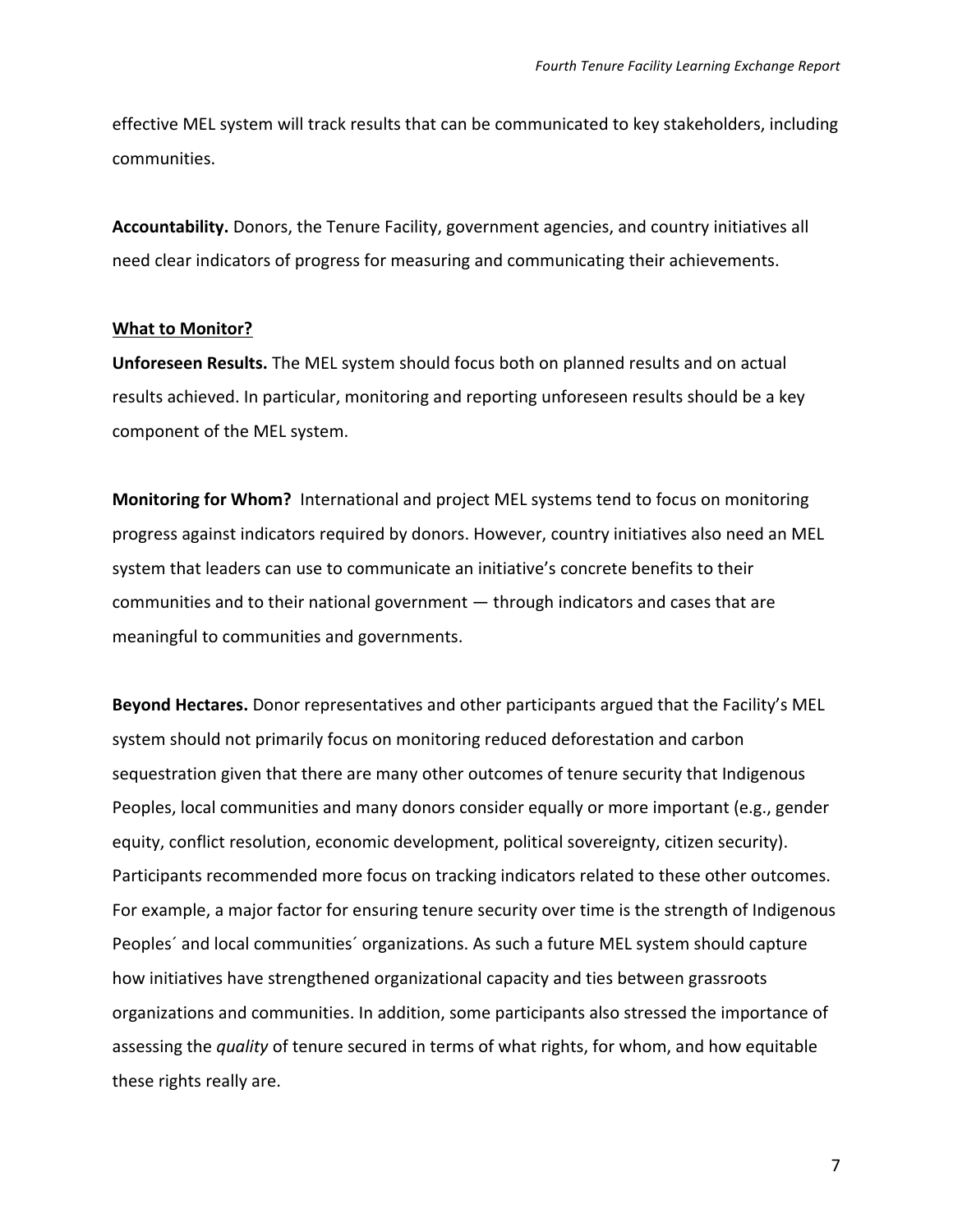effective MEL system will track results that can be communicated to key stakeholders, including communities.

**Accountability.** Donors, the Tenure Facility, government agencies, and country initiatives all need clear indicators of progress for measuring and communicating their achievements.

**What to Monitor?**

**Unforeseen Results.** The MEL system should focus both on planned results and on actual results achieved. In particular, monitoring and reporting unforeseen results should be a key component of the MEL system.

**Monitoring for Whom?** International and project MEL systems tend to focus on monitoring progress against indicators required by donors. However, country initiatives also need an MEL system that leaders can use to communicate an initiative's concrete benefits to their communities and to their national government — through indicators and cases that are meaningful to communities and governments.

**Beyond Hectares.** Donor representatives and other participants argued that the Facility's MEL system should not primarily focus on monitoring reduced deforestation and carbon sequestration given that there are many other outcomes of tenure security that Indigenous Peoples, local communities and many donors consider equally or more important (e.g., gender equity, conflict resolution, economic development, political sovereignty, citizen security). Participants recommended more focus on tracking indicators related to these other outcomes. For example, a major factor for ensuring tenure security over time is the strength of Indigenous Peoples´ and local communities´ organizations. As such a future MEL system should capture how initiatives have strengthened organizational capacity and ties between grassroots organizations and communities. In addition, some participants also stressed the importance of assessing the *quality* of tenure secured in terms of what rights, for whom, and how equitable these rights really are.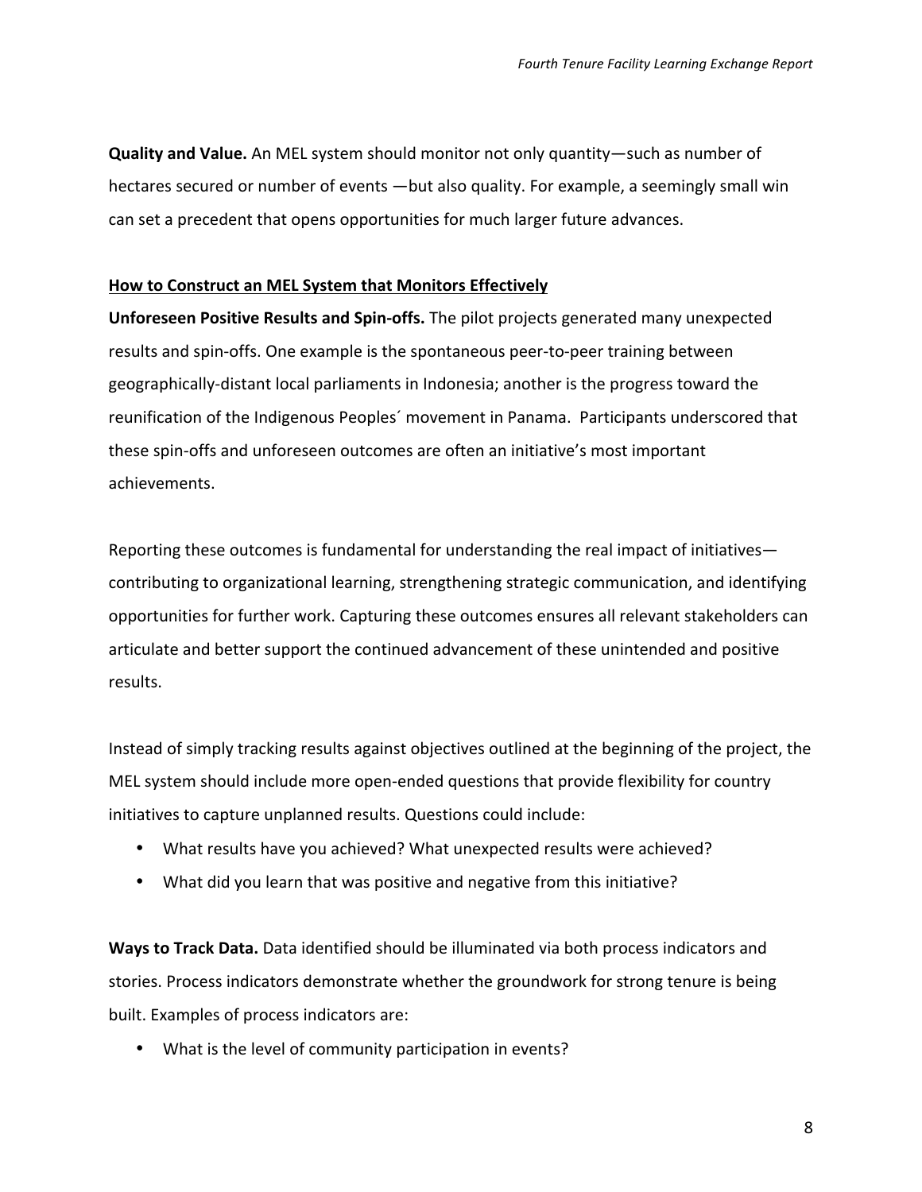**Quality and Value.** An MEL system should monitor not only quantity—such as number of hectares secured or number of events —but also quality. For example, a seemingly small win can set a precedent that opens opportunities for much larger future advances.

## How to Construct an MEL System that Monitors Effectively

**Unforeseen Positive Results and Spin-offs.** The pilot projects generated many unexpected results and spin-offs. One example is the spontaneous peer-to-peer training between geographically-distant local parliaments in Indonesia; another is the progress toward the reunification of the Indigenous Peoples´ movement in Panama. Participants underscored that these spin-offs and unforeseen outcomes are often an initiative's most important achievements.

Reporting these outcomes is fundamental for understanding the real impact of initiatives—contributing to organizational learning, strengthening strategic communication, and identifying opportunities for further work. Capturing these outcomes ensures all relevant stakeholders can articulate and better support the continued advancement of these unintended and positive results.

Instead of simply tracking results against objectives outlined at the beginning of the project, the MEL system should include more open-ended questions that provide flexibility for country initiatives to capture unplanned results. Questions could include:

- What results have you achieved? What unexpected results were achieved?
- What did you learn that was positive and negative from this initiative?

**Ways to Track Data.** Data identified should be illuminated via both process indicators and stories. Process indicators demonstrate whether the groundwork for strong tenure is being built. Examples of process indicators are:

- What is the level of community participation in events?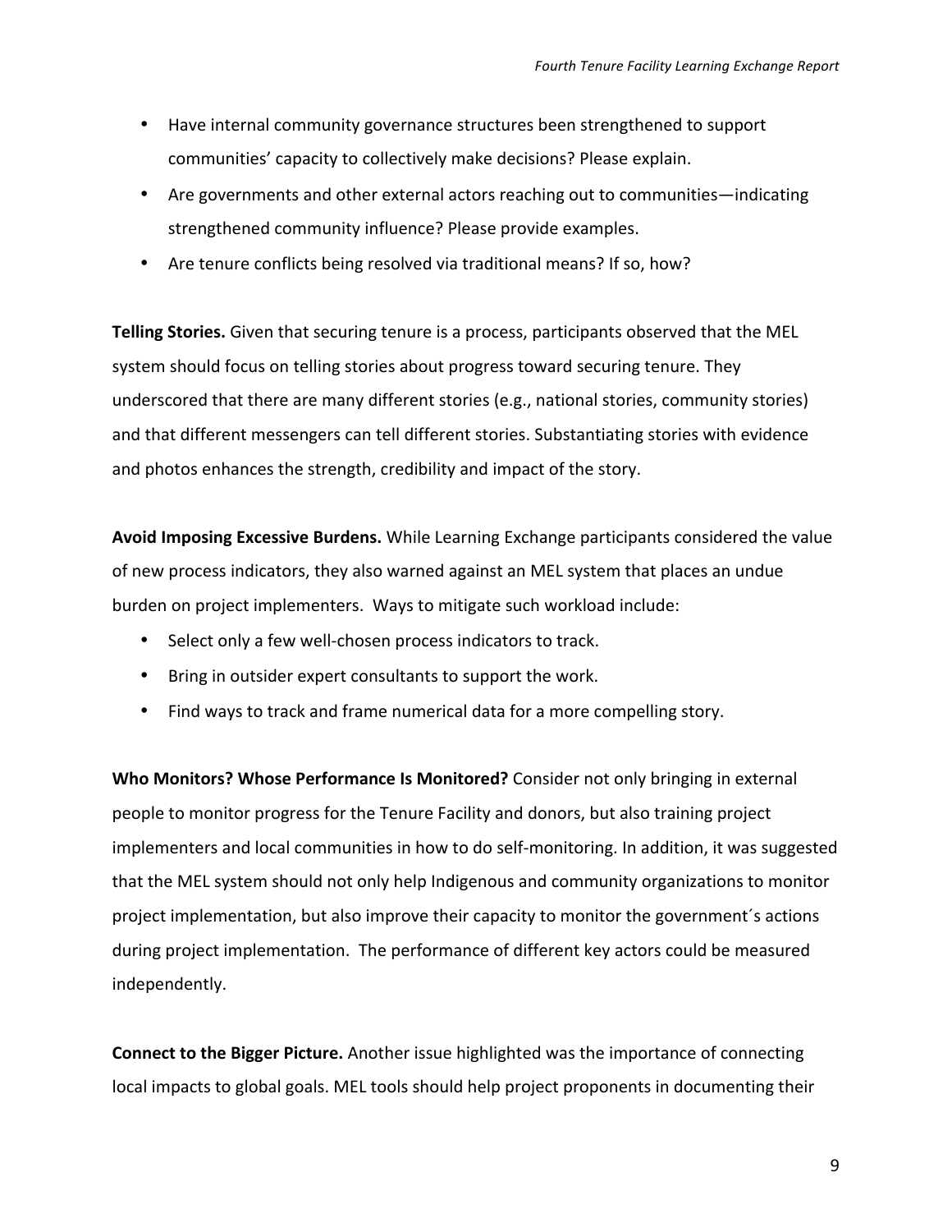- Have internal community governance structures been strengthened to support communities' capacity to collectively make decisions? Please explain.
- Are governments and other external actors reaching out to communities—indicating strengthened community influence? Please provide examples.
- Are tenure conflicts being resolved via traditional means? If so, how?

**Telling Stories.** Given that securing tenure is a process, participants observed that the MEL system should focus on telling stories about progress toward securing tenure. They underscored that there are many different stories (e.g., national stories, community stories) and that different messengers can tell different stories. Substantiating stories with evidence and photos enhances the strength, credibility and impact of the story.

**Avoid Imposing Excessive Burdens.** While Learning Exchange participants considered the value of new process indicators, they also warned against an MEL system that places an undue burden on project implementers. Ways to mitigate such workload include:

- Select only a few well-chosen process indicators to track.
- Bring in outsider expert consultants to support the work.
- Find ways to track and frame numerical data for a more compelling story.

**Who Monitors? Whose Performance Is Monitored?** Consider not only bringing in external people to monitor progress for the Tenure Facility and donors, but also training project implementers and local communities in how to do self-monitoring. In addition, it was suggested that the MEL system should not only help Indigenous and community organizations to monitor project implementation, but also improve their capacity to monitor the government´s actions during project implementation. The performance of different key actors could be measured independently.

**Connect to the Bigger Picture.** Another issue highlighted was the importance of connecting local impacts to global goals. MEL tools should help project proponents in documenting their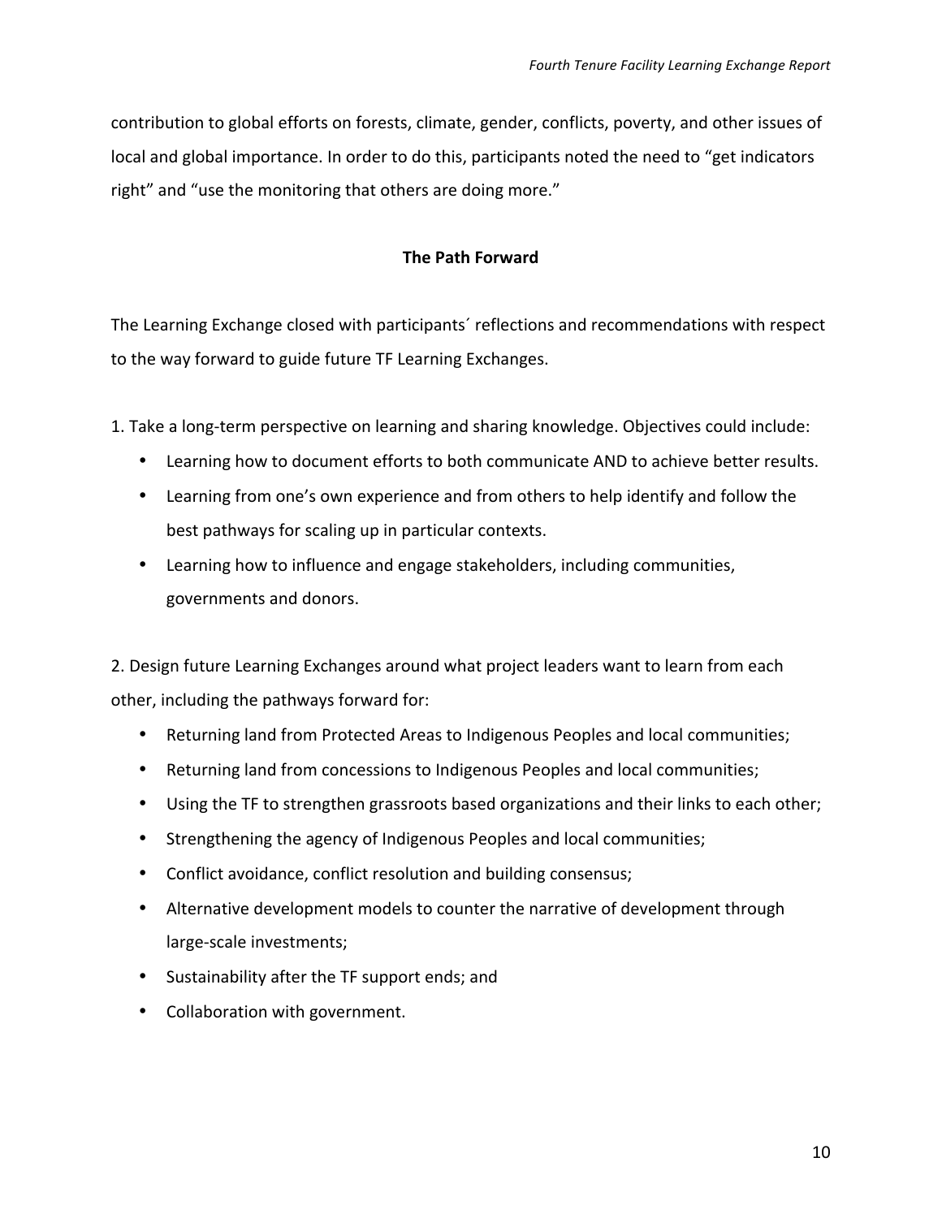contribution to global efforts on forests, climate, gender, conflicts, poverty, and other issues of local and global importance. In order to do this, participants noted the need to “get indicators right” and “use the monitoring that others are doing more.”

## The Path Forward

The Learning Exchange closed with participants´ reflections and recommendations with respect to the way forward to guide future TF Learning Exchanges.

1. Take a long-term perspective on learning and sharing knowledge. Objectives could include:

- Learning how to document efforts to both communicate AND to achieve better results.
- Learning from one’s own experience and from others to help identify and follow the best pathways for scaling up in particular contexts.
- Learning how to influence and engage stakeholders, including communities, governments and donors.

2. Design future Learning Exchanges around what project leaders want to learn from each other, including the pathways forward for:

- Returning land from Protected Areas to Indigenous Peoples and local communities;
- Returning land from concessions to Indigenous Peoples and local communities;
- Using the TF to strengthen grassroots based organizations and their links to each other;
- Strengthening the agency of Indigenous Peoples and local communities;
- Conflict avoidance, conflict resolution and building consensus;
- Alternative development models to counter the narrative of development through large-scale investments;
- Sustainability after the TF support ends; and
- Collaboration with government.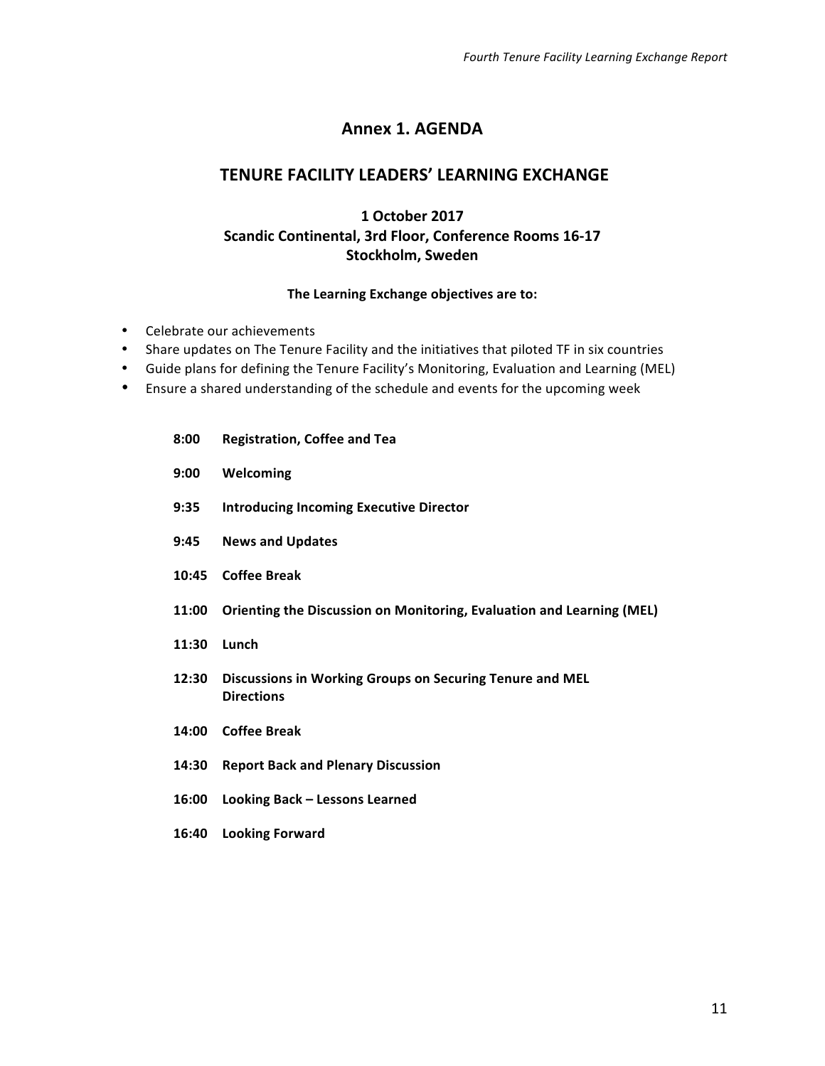# Annex 1. AGENDA

## TENURE FACILITY LEADERS' LEARNING EXCHANGE

**1 October 2017**
**Scandic Continental, 3rd Floor, Conference Rooms 16-17**
**Stockholm, Sweden**

**The Learning Exchange objectives are to:**

- Celebrate our achievements
- Share updates on The Tenure Facility and the initiatives that piloted TF in six countries
- Guide plans for defining the Tenure Facility's Monitoring, Evaluation and Learning (MEL)
- Ensure a shared understanding of the schedule and events for the upcoming week

| | |
|---|---|
| **8:00** | **Registration, Coffee and Tea** |
| **9:00** | **Welcoming** |
| **9:35** | **Introducing Incoming Executive Director** |
| **9:45** | **News and Updates** |
| **10:45** | **Coffee Break** |
| **11:00** | **Orienting the Discussion on Monitoring, Evaluation and Learning (MEL)** |
| **11:30** | **Lunch** |
| **12:30** | **Discussions in Working Groups on Securing Tenure and MEL Directions** |
| **14:00** | **Coffee Break** |
| **14:30** | **Report Back and Plenary Discussion** |
| **16:00** | **Looking Back – Lessons Learned** |
| **16:40** | **Looking Forward** |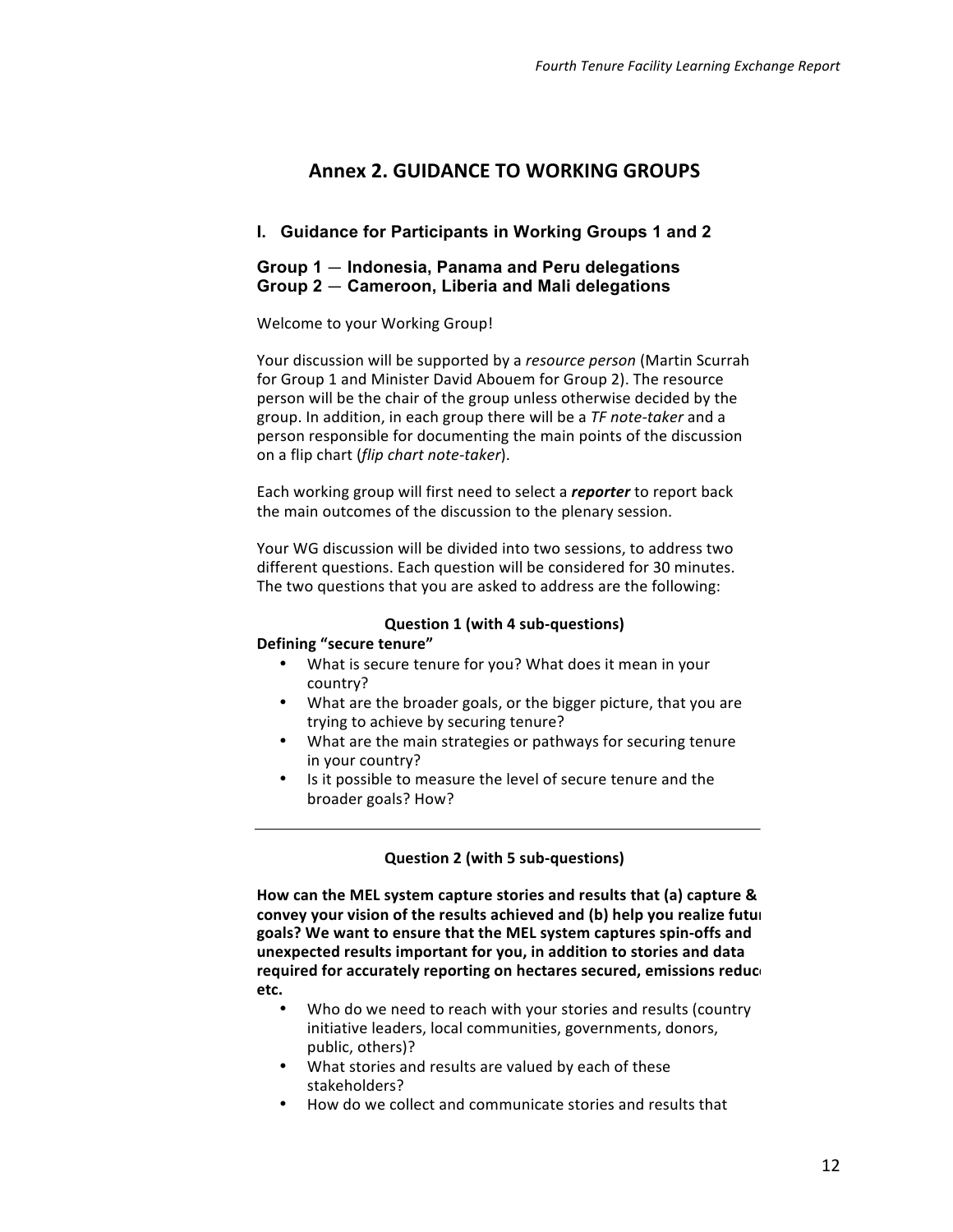# Annex 2. GUIDANCE TO WORKING GROUPS

## I. Guidance for Participants in Working Groups 1 and 2

### Group 1 — Indonesia, Panama and Peru delegations
### Group 2 — Cameroon, Liberia and Mali delegations

Welcome to your Working Group!

Your discussion will be supported by a *resource person* (Martin Scurrah for Group 1 and Minister David Abouem for Group 2). The resource person will be the chair of the group unless otherwise decided by the group. In addition, in each group there will be a *TF note-taker* and a person responsible for documenting the main points of the discussion on a flip chart (*flip chart note-taker*).

Each working group will first need to select a ***reporter*** to report back the main outcomes of the discussion to the plenary session.

Your WG discussion will be divided into two sessions, to address two different questions. Each question will be considered for 30 minutes. The two questions that you are asked to address are the following:

**Question 1 (with 4 sub-questions)**

**Defining "secure tenure"**

- What is secure tenure for you? What does it mean in your country?
- What are the broader goals, or the bigger picture, that you are trying to achieve by securing tenure?
- What are the main strategies or pathways for securing tenure in your country?
- Is it possible to measure the level of secure tenure and the broader goals? How?

---

**Question 2 (with 5 sub-questions)**

**How can the MEL system capture stories and results that (a) capture & convey your vision of the results achieved and (b) help you realize futur goals? We want to ensure that the MEL system captures spin-offs and unexpected results important for you, in addition to stories and data required for accurately reporting on hectares secured, emissions reduc etc.**

- Who do we need to reach with your stories and results (country initiative leaders, local communities, governments, donors, public, others)?
- What stories and results are valued by each of these stakeholders?
- How do we collect and communicate stories and results that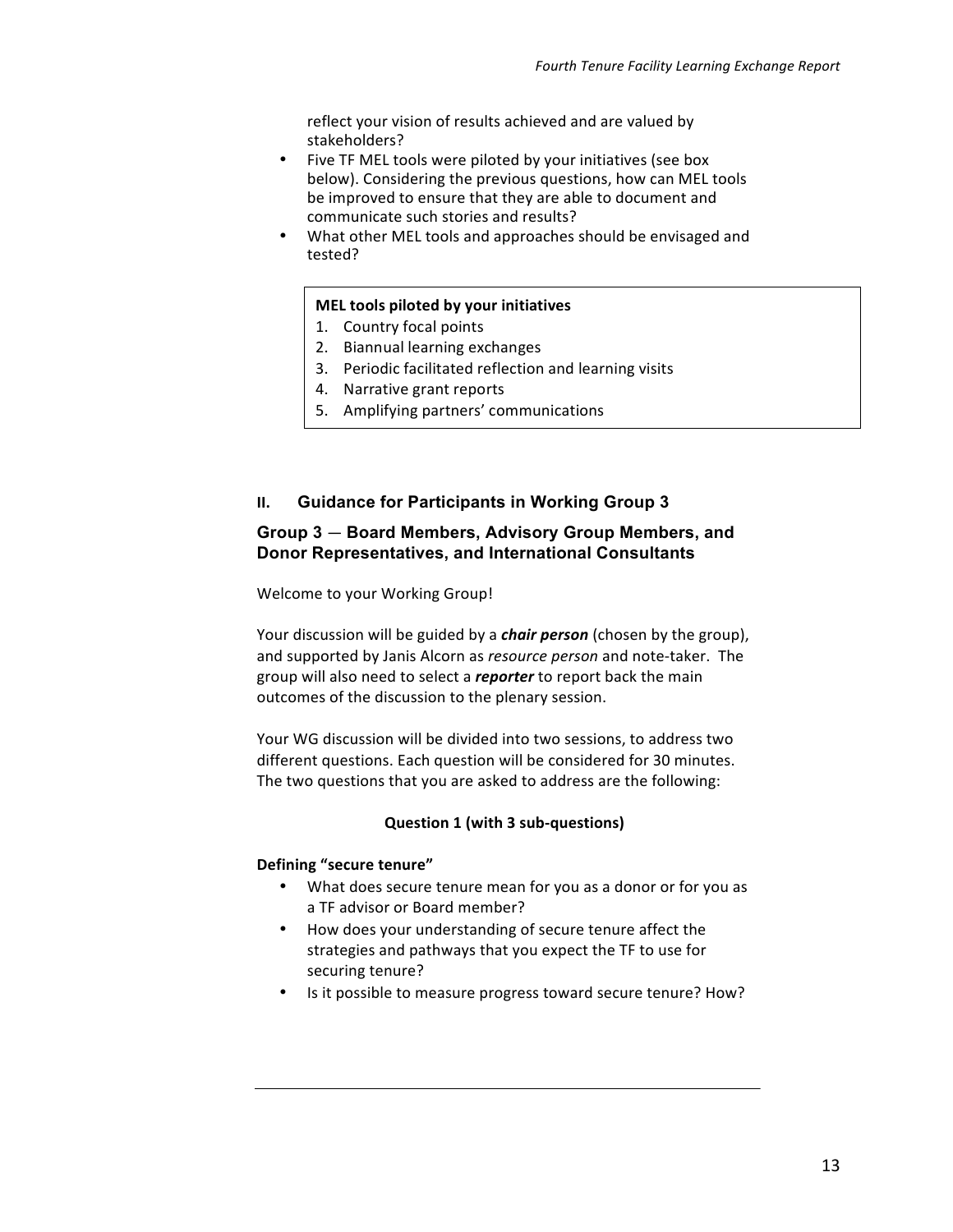reflect your vision of results achieved and are valued by stakeholders?

- Five TF MEL tools were piloted by your initiatives (see box below). Considering the previous questions, how can MEL tools be improved to ensure that they are able to document and communicate such stories and results?
- What other MEL tools and approaches should be envisaged and tested?

**MEL tools piloted by your initiatives**

1. Country focal points
2. Biannual learning exchanges
3. Periodic facilitated reflection and learning visits
4. Narrative grant reports
5. Amplifying partners' communications

## II. Guidance for Participants in Working Group 3

### Group 3 — Board Members, Advisory Group Members, and Donor Representatives, and International Consultants

Welcome to your Working Group!

Your discussion will be guided by a ***chair person*** (chosen by the group), and supported by Janis Alcorn as *resource person* and note-taker. The group will also need to select a ***reporter*** to report back the main outcomes of the discussion to the plenary session.

Your WG discussion will be divided into two sessions, to address two different questions. Each question will be considered for 30 minutes. The two questions that you are asked to address are the following:

**Question 1 (with 3 sub-questions)**

**Defining "secure tenure"**

- What does secure tenure mean for you as a donor or for you as a TF advisor or Board member?
- How does your understanding of secure tenure affect the strategies and pathways that you expect the TF to use for securing tenure?
- Is it possible to measure progress toward secure tenure? How?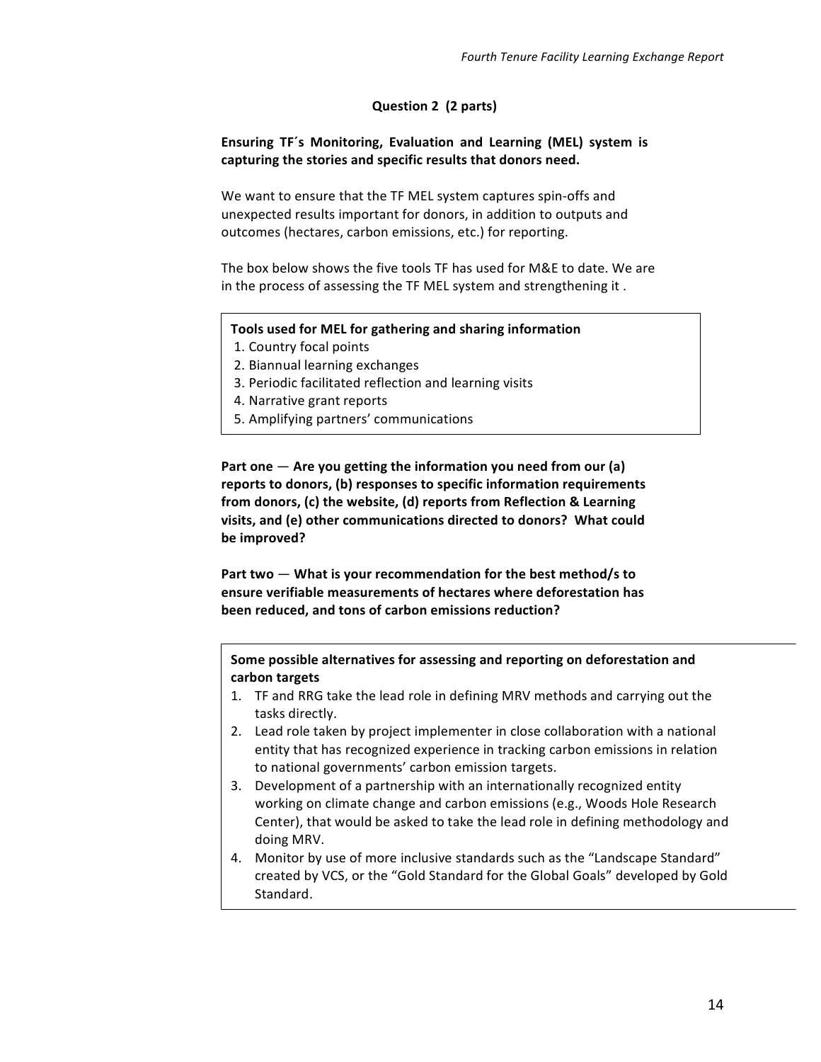### Question 2 (2 parts)

**Ensuring TF´s Monitoring, Evaluation and Learning (MEL) system is capturing the stories and specific results that donors need.**

We want to ensure that the TF MEL system captures spin-offs and unexpected results important for donors, in addition to outputs and outcomes (hectares, carbon emissions, etc.) for reporting.

The box below shows the five tools TF has used for M&E to date. We are in the process of assessing the TF MEL system and strengthening it .

**Tools used for MEL for gathering and sharing information**

1. Country focal points
2. Biannual learning exchanges
3. Periodic facilitated reflection and learning visits
4. Narrative grant reports
5. Amplifying partners' communications

**Part one — Are you getting the information you need from our (a) reports to donors, (b) responses to specific information requirements from donors, (c) the website, (d) reports from Reflection & Learning visits, and (e) other communications directed to donors? What could be improved?**

**Part two — What is your recommendation for the best method/s to ensure verifiable measurements of hectares where deforestation has been reduced, and tons of carbon emissions reduction?**

**Some possible alternatives for assessing and reporting on deforestation and carbon targets**

1. TF and RRG take the lead role in defining MRV methods and carrying out the tasks directly.
2. Lead role taken by project implementer in close collaboration with a national entity that has recognized experience in tracking carbon emissions in relation to national governments' carbon emission targets.
3. Development of a partnership with an internationally recognized entity working on climate change and carbon emissions (e.g., Woods Hole Research Center), that would be asked to take the lead role in defining methodology and doing MRV.
4. Monitor by use of more inclusive standards such as the "Landscape Standard" created by VCS, or the "Gold Standard for the Global Goals" developed by Gold Standard.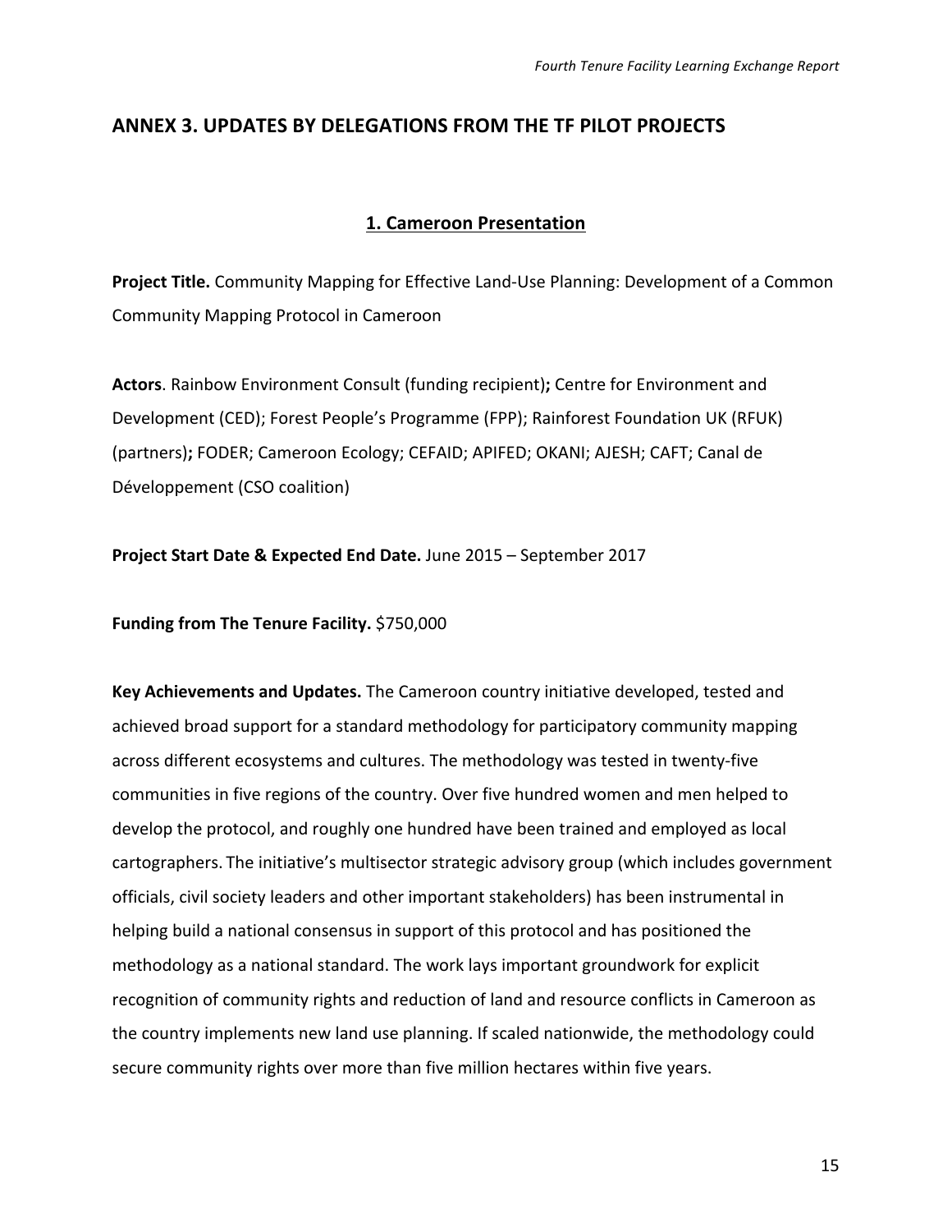## ANNEX 3. UPDATES BY DELEGATIONS FROM THE TF PILOT PROJECTS

### 1. Cameroon Presentation

**Project Title.** Community Mapping for Effective Land-Use Planning: Development of a Common Community Mapping Protocol in Cameroon

**Actors**. Rainbow Environment Consult (funding recipient)**;** Centre for Environment and Development (CED); Forest People's Programme (FPP); Rainforest Foundation UK (RFUK) (partners)**;** FODER; Cameroon Ecology; CEFAID; APIFED; OKANI; AJESH; CAFT; Canal de Développement (CSO coalition)

**Project Start Date & Expected End Date.** June 2015 – September 2017

**Funding from The Tenure Facility.** $750,000

**Key Achievements and Updates.** The Cameroon country initiative developed, tested and achieved broad support for a standard methodology for participatory community mapping across different ecosystems and cultures. The methodology was tested in twenty-five communities in five regions of the country. Over five hundred women and men helped to develop the protocol, and roughly one hundred have been trained and employed as local cartographers. The initiative's multisector strategic advisory group (which includes government officials, civil society leaders and other important stakeholders) has been instrumental in helping build a national consensus in support of this protocol and has positioned the methodology as a national standard. The work lays important groundwork for explicit recognition of community rights and reduction of land and resource conflicts in Cameroon as the country implements new land use planning. If scaled nationwide, the methodology could secure community rights over more than five million hectares within five years.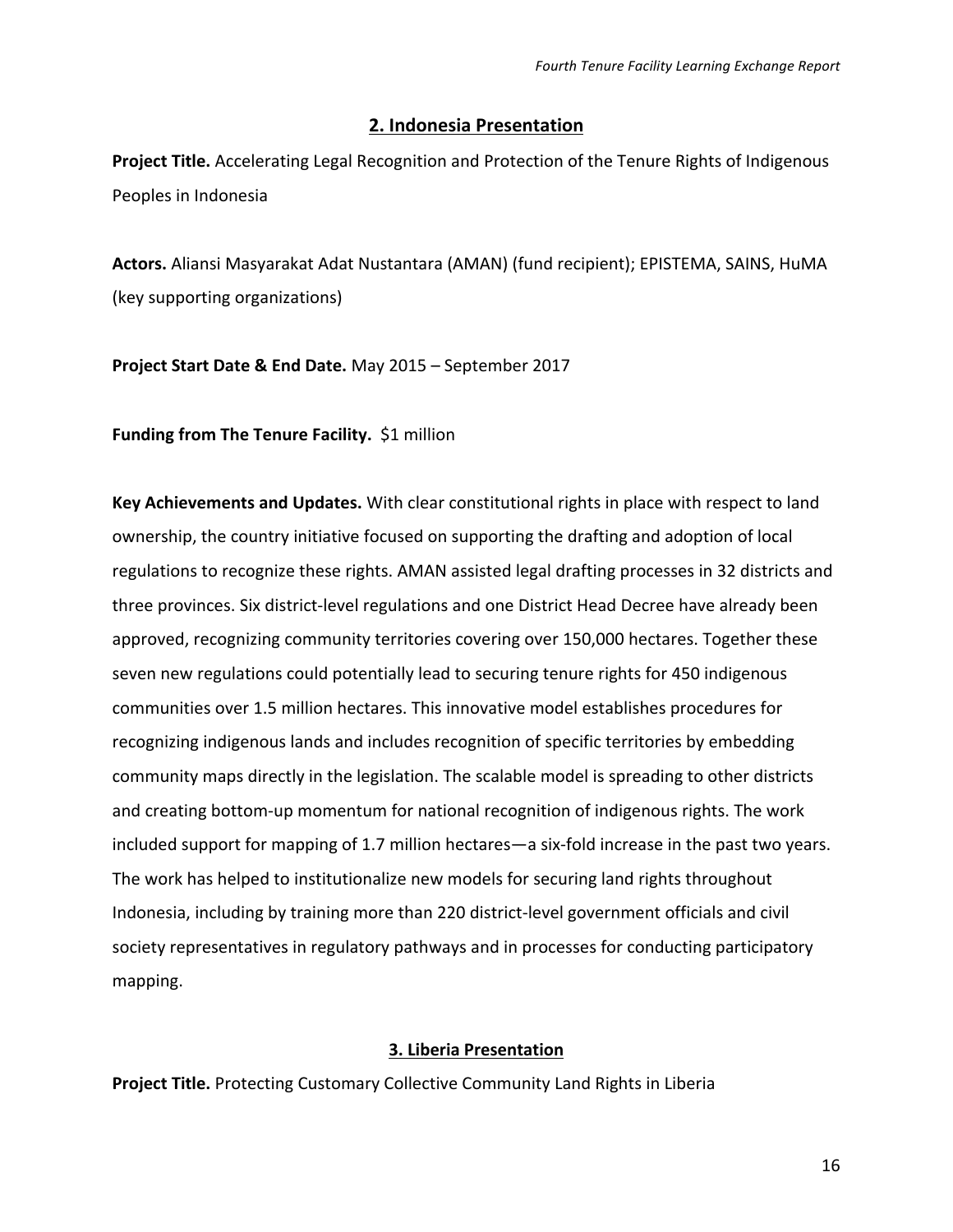## 2. Indonesia Presentation

**Project Title.** Accelerating Legal Recognition and Protection of the Tenure Rights of Indigenous Peoples in Indonesia

**Actors.** Aliansi Masyarakat Adat Nustantara (AMAN) (fund recipient); EPISTEMA, SAINS, HuMA (key supporting organizations)

**Project Start Date & End Date.** May 2015 – September 2017

**Funding from The Tenure Facility.** $1 million

**Key Achievements and Updates.** With clear constitutional rights in place with respect to land ownership, the country initiative focused on supporting the drafting and adoption of local regulations to recognize these rights. AMAN assisted legal drafting processes in 32 districts and three provinces. Six district-level regulations and one District Head Decree have already been approved, recognizing community territories covering over 150,000 hectares. Together these seven new regulations could potentially lead to securing tenure rights for 450 indigenous communities over 1.5 million hectares. This innovative model establishes procedures for recognizing indigenous lands and includes recognition of specific territories by embedding community maps directly in the legislation. The scalable model is spreading to other districts and creating bottom-up momentum for national recognition of indigenous rights. The work included support for mapping of 1.7 million hectares—a six-fold increase in the past two years. The work has helped to institutionalize new models for securing land rights throughout Indonesia, including by training more than 220 district-level government officials and civil society representatives in regulatory pathways and in processes for conducting participatory mapping.

## 3. Liberia Presentation

**Project Title.** Protecting Customary Collective Community Land Rights in Liberia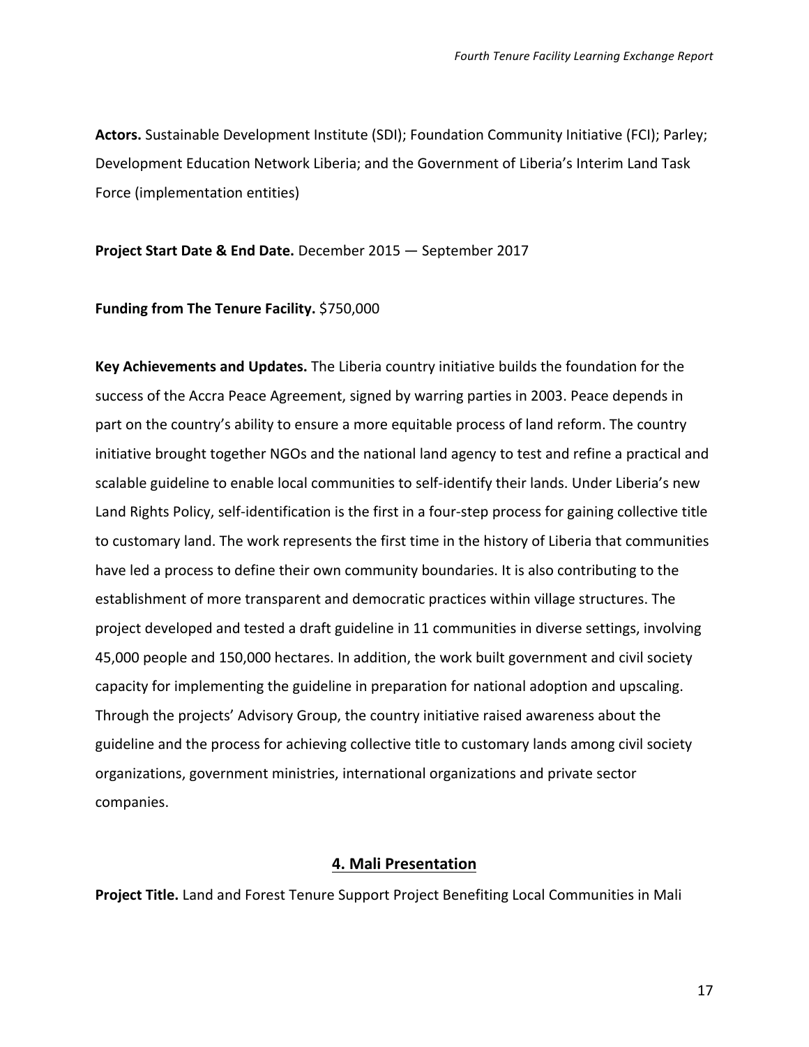**Actors.** Sustainable Development Institute (SDI); Foundation Community Initiative (FCI); Parley; Development Education Network Liberia; and the Government of Liberia's Interim Land Task Force (implementation entities)

**Project Start Date & End Date.** December 2015 — September 2017

**Funding from The Tenure Facility.** $750,000

**Key Achievements and Updates.** The Liberia country initiative builds the foundation for the success of the Accra Peace Agreement, signed by warring parties in 2003. Peace depends in part on the country's ability to ensure a more equitable process of land reform. The country initiative brought together NGOs and the national land agency to test and refine a practical and scalable guideline to enable local communities to self-identify their lands. Under Liberia's new Land Rights Policy, self-identification is the first in a four-step process for gaining collective title to customary land. The work represents the first time in the history of Liberia that communities have led a process to define their own community boundaries. It is also contributing to the establishment of more transparent and democratic practices within village structures. The project developed and tested a draft guideline in 11 communities in diverse settings, involving 45,000 people and 150,000 hectares. In addition, the work built government and civil society capacity for implementing the guideline in preparation for national adoption and upscaling. Through the projects' Advisory Group, the country initiative raised awareness about the guideline and the process for achieving collective title to customary lands among civil society organizations, government ministries, international organizations and private sector companies.

## 4. Mali Presentation

**Project Title.** Land and Forest Tenure Support Project Benefiting Local Communities in Mali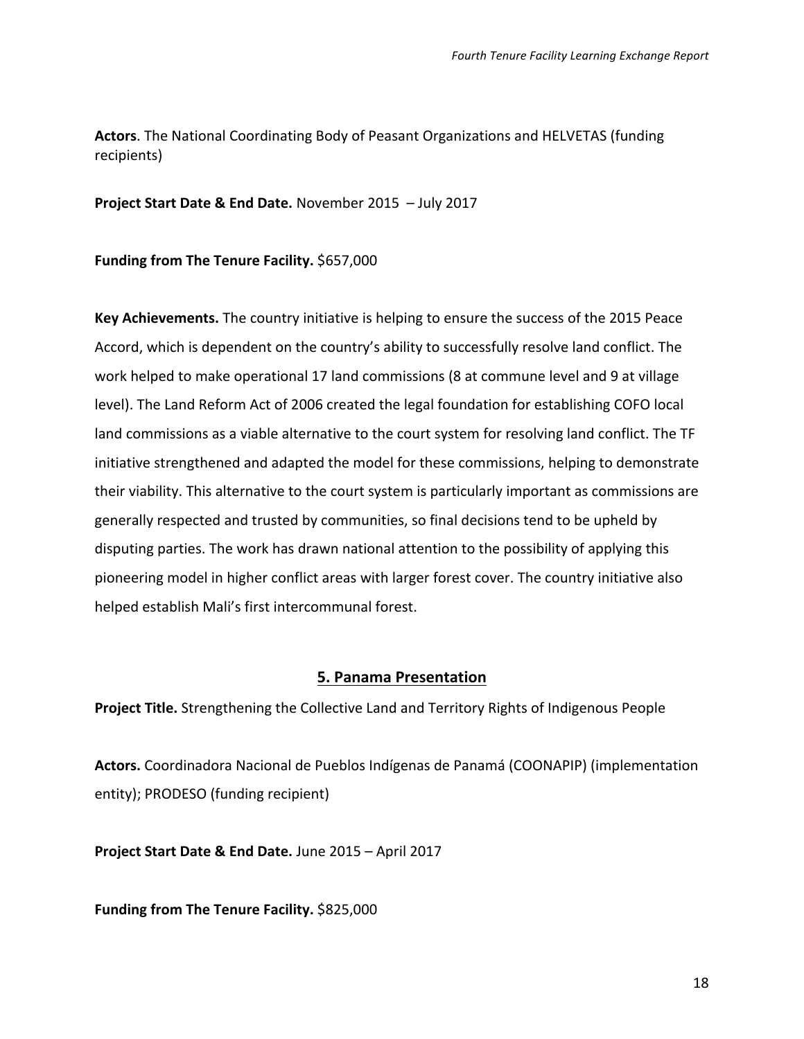**Actors**. The National Coordinating Body of Peasant Organizations and HELVETAS (funding recipients)

**Project Start Date & End Date.** November 2015 – July 2017

**Funding from The Tenure Facility.** $657,000

**Key Achievements.** The country initiative is helping to ensure the success of the 2015 Peace Accord, which is dependent on the country's ability to successfully resolve land conflict. The work helped to make operational 17 land commissions (8 at commune level and 9 at village level). The Land Reform Act of 2006 created the legal foundation for establishing COFO local land commissions as a viable alternative to the court system for resolving land conflict. The TF initiative strengthened and adapted the model for these commissions, helping to demonstrate their viability. This alternative to the court system is particularly important as commissions are generally respected and trusted by communities, so final decisions tend to be upheld by disputing parties. The work has drawn national attention to the possibility of applying this pioneering model in higher conflict areas with larger forest cover. The country initiative also helped establish Mali's first intercommunal forest.

## 5. Panama Presentation

**Project Title.** Strengthening the Collective Land and Territory Rights of Indigenous People

**Actors.** Coordinadora Nacional de Pueblos Indígenas de Panamá (COONAPIP) (implementation entity); PRODESO (funding recipient)

**Project Start Date & End Date.** June 2015 – April 2017

**Funding from The Tenure Facility.** $825,000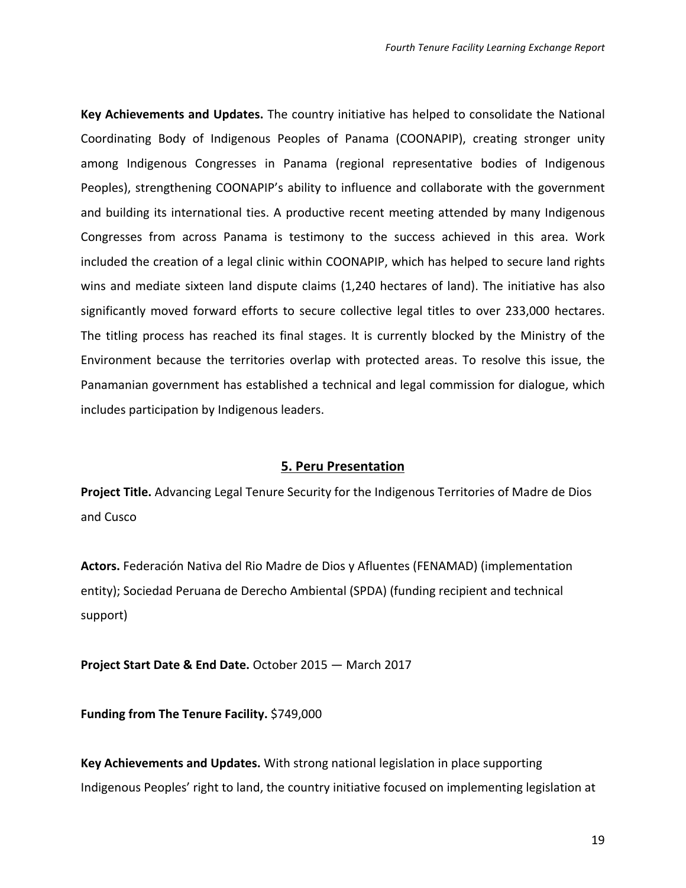**Key Achievements and Updates.** The country initiative has helped to consolidate the National Coordinating Body of Indigenous Peoples of Panama (COONAPIP), creating stronger unity among Indigenous Congresses in Panama (regional representative bodies of Indigenous Peoples), strengthening COONAPIP's ability to influence and collaborate with the government and building its international ties. A productive recent meeting attended by many Indigenous Congresses from across Panama is testimony to the success achieved in this area. Work included the creation of a legal clinic within COONAPIP, which has helped to secure land rights wins and mediate sixteen land dispute claims (1,240 hectares of land). The initiative has also significantly moved forward efforts to secure collective legal titles to over 233,000 hectares. The titling process has reached its final stages. It is currently blocked by the Ministry of the Environment because the territories overlap with protected areas. To resolve this issue, the Panamanian government has established a technical and legal commission for dialogue, which includes participation by Indigenous leaders.

## 5. Peru Presentation

**Project Title.** Advancing Legal Tenure Security for the Indigenous Territories of Madre de Dios and Cusco

**Actors.** Federación Nativa del Rio Madre de Dios y Afluentes (FENAMAD) (implementation entity); Sociedad Peruana de Derecho Ambiental (SPDA) (funding recipient and technical support)

**Project Start Date & End Date.** October 2015 — March 2017

**Funding from The Tenure Facility.** $749,000

**Key Achievements and Updates.** With strong national legislation in place supporting Indigenous Peoples' right to land, the country initiative focused on implementing legislation at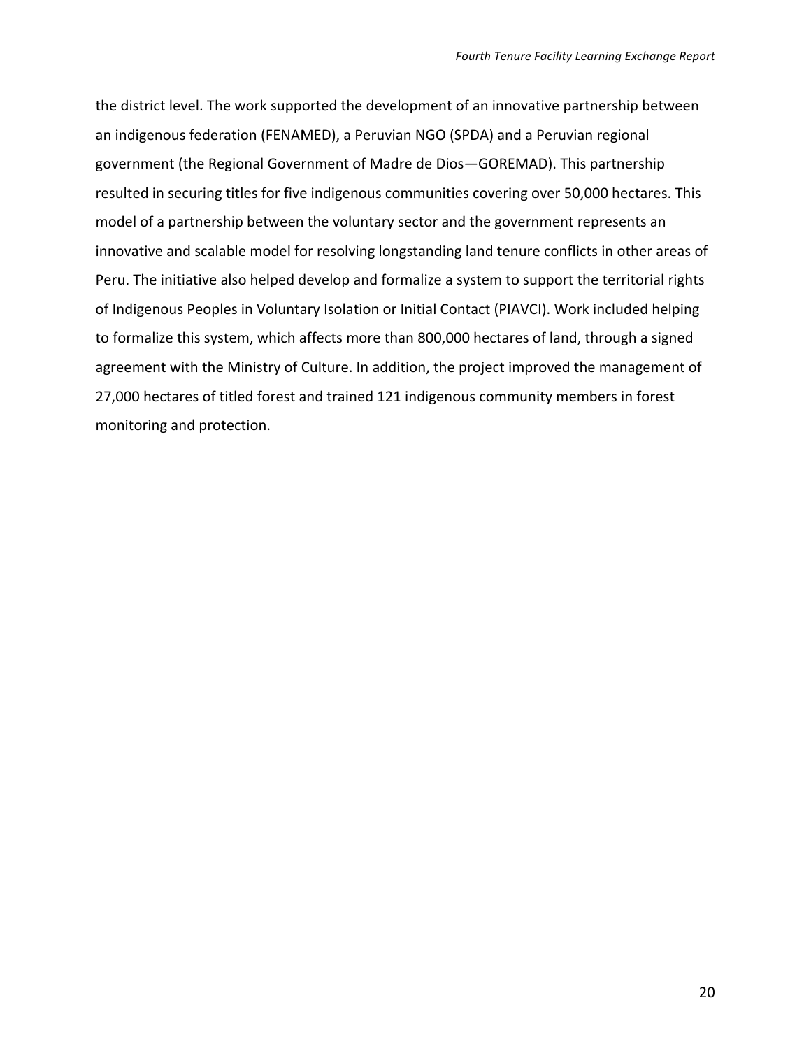the district level. The work supported the development of an innovative partnership between an indigenous federation (FENAMED), a Peruvian NGO (SPDA) and a Peruvian regional government (the Regional Government of Madre de Dios—GOREMAD). This partnership resulted in securing titles for five indigenous communities covering over 50,000 hectares. This model of a partnership between the voluntary sector and the government represents an innovative and scalable model for resolving longstanding land tenure conflicts in other areas of Peru. The initiative also helped develop and formalize a system to support the territorial rights of Indigenous Peoples in Voluntary Isolation or Initial Contact (PIAVCI). Work included helping to formalize this system, which affects more than 800,000 hectares of land, through a signed agreement with the Ministry of Culture. In addition, the project improved the management of 27,000 hectares of titled forest and trained 121 indigenous community members in forest monitoring and protection.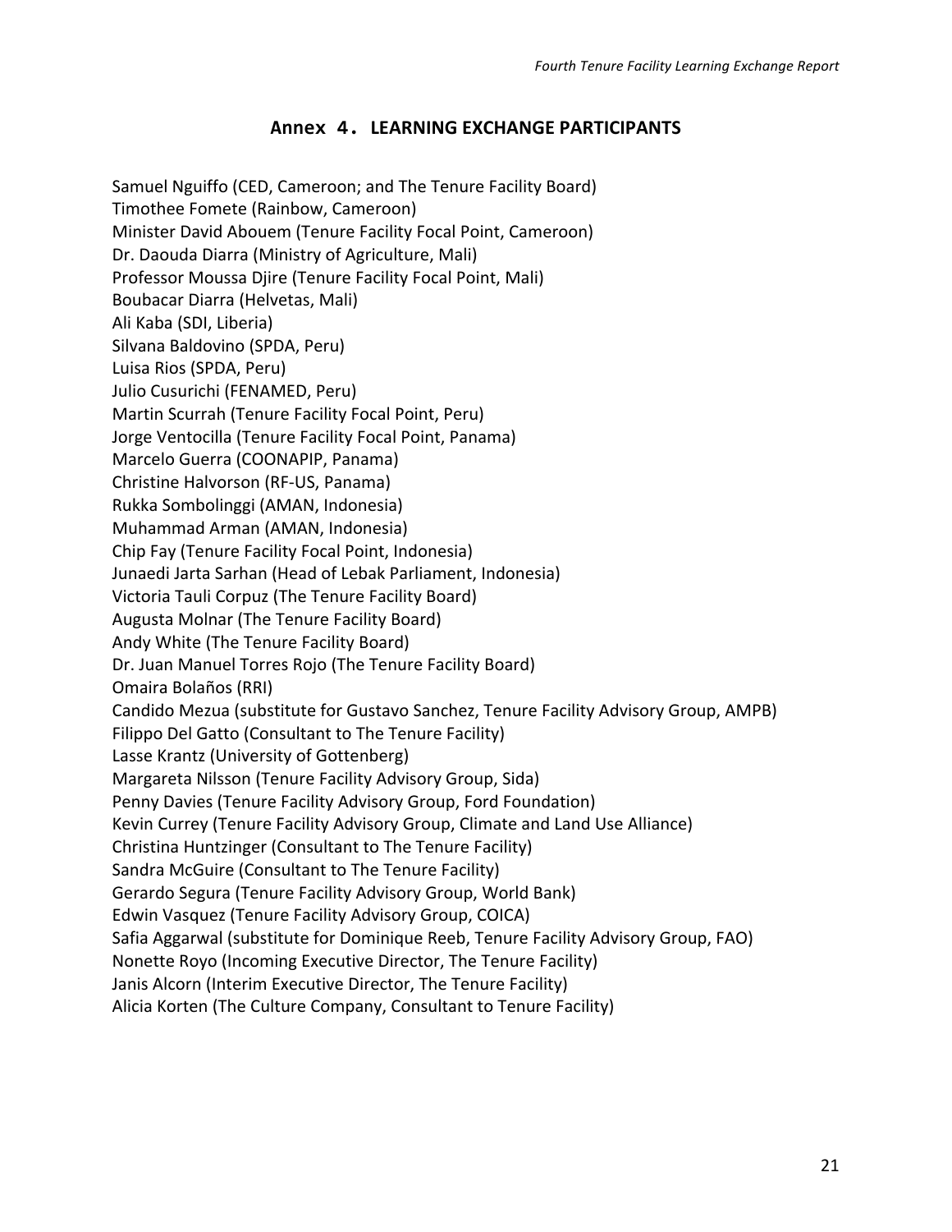## Annex 4. LEARNING EXCHANGE PARTICIPANTS

Samuel Nguiffo (CED, Cameroon; and The Tenure Facility Board)
Timothee Fomete (Rainbow, Cameroon)
Minister David Abouem (Tenure Facility Focal Point, Cameroon)
Dr. Daouda Diarra (Ministry of Agriculture, Mali)
Professor Moussa Djire (Tenure Facility Focal Point, Mali)
Boubacar Diarra (Helvetas, Mali)
Ali Kaba (SDI, Liberia)
Silvana Baldovino (SPDA, Peru)
Luisa Rios (SPDA, Peru)
Julio Cusurichi (FENAMED, Peru)
Martin Scurrah (Tenure Facility Focal Point, Peru)
Jorge Ventocilla (Tenure Facility Focal Point, Panama)
Marcelo Guerra (COONAPIP, Panama)
Christine Halvorson (RF-US, Panama)
Rukka Sombolinggi (AMAN, Indonesia)
Muhammad Arman (AMAN, Indonesia)
Chip Fay (Tenure Facility Focal Point, Indonesia)
Junaedi Jarta Sarhan (Head of Lebak Parliament, Indonesia)
Victoria Tauli Corpuz (The Tenure Facility Board)
Augusta Molnar (The Tenure Facility Board)
Andy White (The Tenure Facility Board)
Dr. Juan Manuel Torres Rojo (The Tenure Facility Board)
Omaira Bolaños (RRI)
Candido Mezua (substitute for Gustavo Sanchez, Tenure Facility Advisory Group, AMPB)
Filippo Del Gatto (Consultant to The Tenure Facility)
Lasse Krantz (University of Gottenberg)
Margareta Nilsson (Tenure Facility Advisory Group, Sida)
Penny Davies (Tenure Facility Advisory Group, Ford Foundation)
Kevin Currey (Tenure Facility Advisory Group, Climate and Land Use Alliance)
Christina Huntzinger (Consultant to The Tenure Facility)
Sandra McGuire (Consultant to The Tenure Facility)
Gerardo Segura (Tenure Facility Advisory Group, World Bank)
Edwin Vasquez (Tenure Facility Advisory Group, COICA)
Safia Aggarwal (substitute for Dominique Reeb, Tenure Facility Advisory Group, FAO)
Nonette Royo (Incoming Executive Director, The Tenure Facility)
Janis Alcorn (Interim Executive Director, The Tenure Facility)
Alicia Korten (The Culture Company, Consultant to Tenure Facility)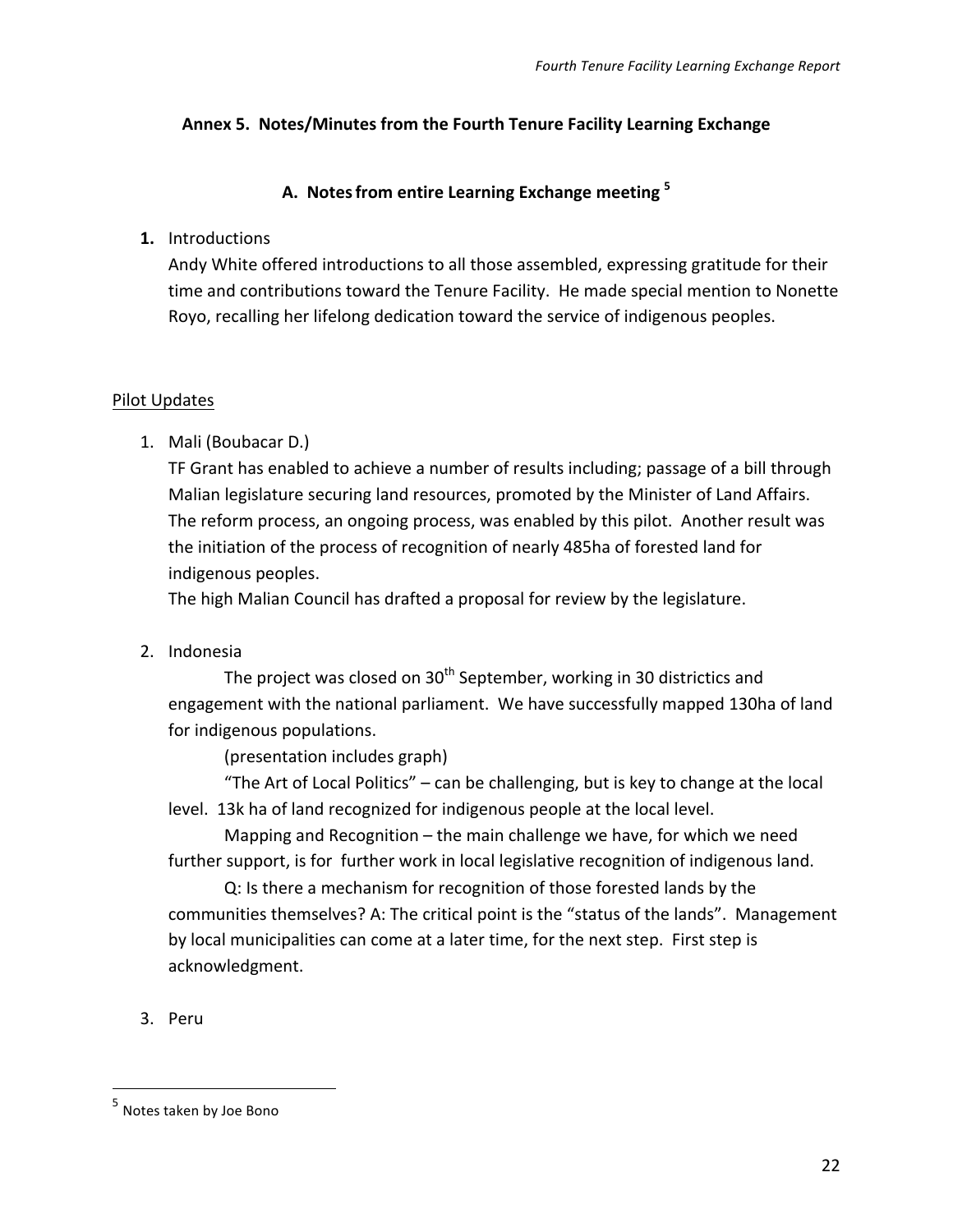## Annex 5. Notes/Minutes from the Fourth Tenure Facility Learning Exchange

### A. Notes from entire Learning Exchange meeting [5]

1. Introductions
   Andy White offered introductions to all those assembled, expressing gratitude for their time and contributions toward the Tenure Facility. He made special mention to Nonette Royo, recalling her lifelong dedication toward the service of indigenous peoples.

Pilot Updates

1. Mali (Boubacar D.)
   TF Grant has enabled to achieve a number of results including; passage of a bill through Malian legislature securing land resources, promoted by the Minister of Land Affairs. The reform process, an ongoing process, was enabled by this pilot. Another result was the initiation of the process of recognition of nearly 485ha of forested land for indigenous peoples.
   The high Malian Council has drafted a proposal for review by the legislature.

2. Indonesia
   The project was closed on 30th September, working in 30 districtics and engagement with the national parliament. We have successfully mapped 130ha of land for indigenous populations.
   (presentation includes graph)
   "The Art of Local Politics" – can be challenging, but is key to change at the local level. 13k ha of land recognized for indigenous people at the local level.
   Mapping and Recognition – the main challenge we have, for which we need further support, is for further work in local legislative recognition of indigenous land.
   Q: Is there a mechanism for recognition of those forested lands by the communities themselves? A: The critical point is the "status of the lands". Management by local municipalities can come at a later time, for the next step. First step is acknowledgment.

3. Peru

[5] Notes taken by Joe Bono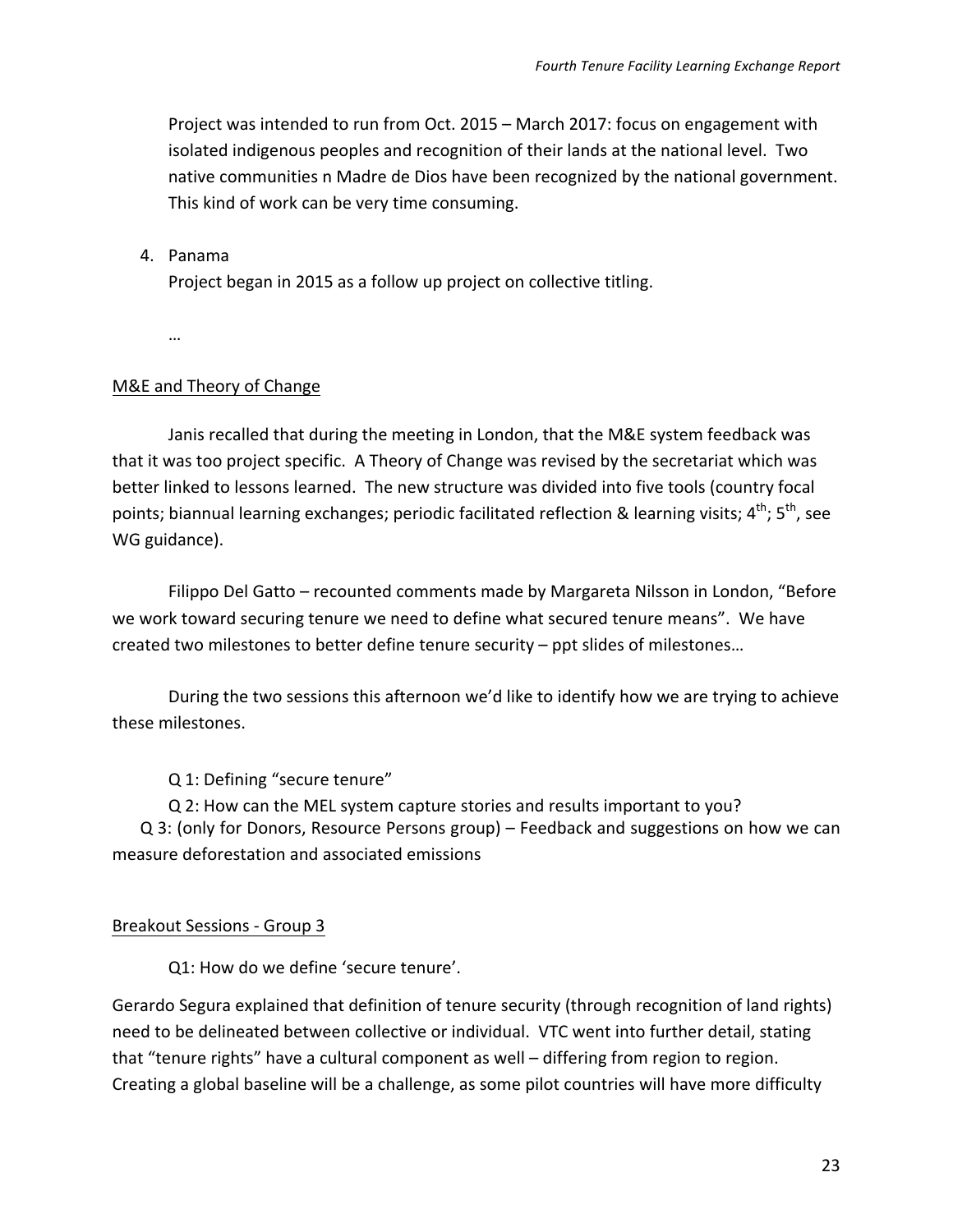Project was intended to run from Oct. 2015 – March 2017: focus on engagement with isolated indigenous peoples and recognition of their lands at the national level. Two native communities n Madre de Dios have been recognized by the national government. This kind of work can be very time consuming.

4. Panama

   Project began in 2015 as a follow up project on collective titling.

   …

<u>M&E and Theory of Change</u>

Janis recalled that during the meeting in London, that the M&E system feedback was that it was too project specific. A Theory of Change was revised by the secretariat which was better linked to lessons learned. The new structure was divided into five tools (country focal points; biannual learning exchanges; periodic facilitated reflection & learning visits; 4th; 5th, see WG guidance).

Filippo Del Gatto – recounted comments made by Margareta Nilsson in London, "Before we work toward securing tenure we need to define what secured tenure means". We have created two milestones to better define tenure security – ppt slides of milestones…

During the two sessions this afternoon we'd like to identify how we are trying to achieve these milestones.

Q 1: Defining "secure tenure"

Q 2: How can the MEL system capture stories and results important to you?

Q 3: (only for Donors, Resource Persons group) – Feedback and suggestions on how we can measure deforestation and associated emissions

<u>Breakout Sessions - Group 3</u>

Q1: How do we define 'secure tenure'.

Gerardo Segura explained that definition of tenure security (through recognition of land rights) need to be delineated between collective or individual. VTC went into further detail, stating that "tenure rights" have a cultural component as well – differing from region to region. Creating a global baseline will be a challenge, as some pilot countries will have more difficulty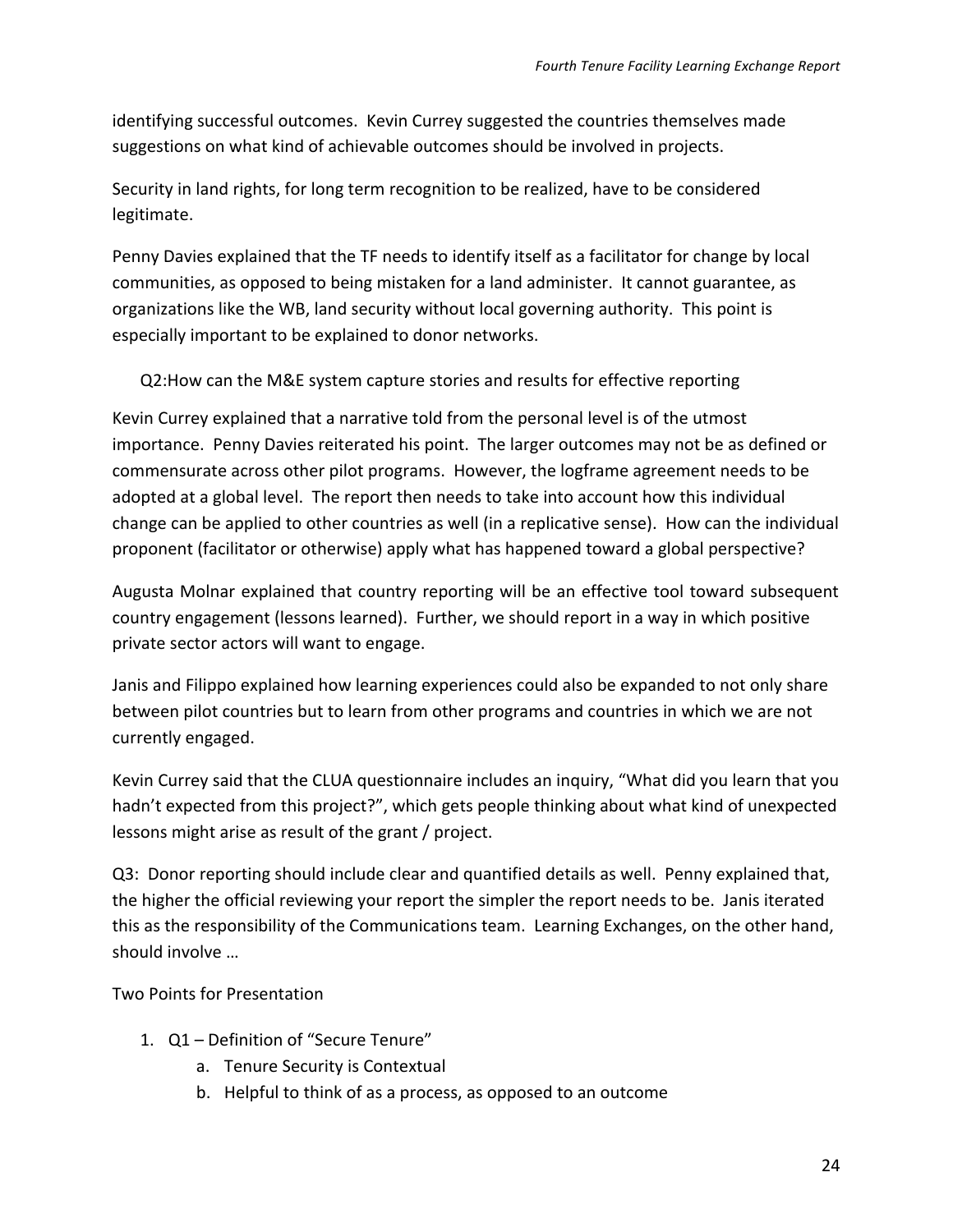identifying successful outcomes. Kevin Currey suggested the countries themselves made suggestions on what kind of achievable outcomes should be involved in projects.

Security in land rights, for long term recognition to be realized, have to be considered legitimate.

Penny Davies explained that the TF needs to identify itself as a facilitator for change by local communities, as opposed to being mistaken for a land administer. It cannot guarantee, as organizations like the WB, land security without local governing authority. This point is especially important to be explained to donor networks.

Q2:How can the M&E system capture stories and results for effective reporting

Kevin Currey explained that a narrative told from the personal level is of the utmost importance. Penny Davies reiterated his point. The larger outcomes may not be as defined or commensurate across other pilot programs. However, the logframe agreement needs to be adopted at a global level. The report then needs to take into account how this individual change can be applied to other countries as well (in a replicative sense). How can the individual proponent (facilitator or otherwise) apply what has happened toward a global perspective?

Augusta Molnar explained that country reporting will be an effective tool toward subsequent country engagement (lessons learned). Further, we should report in a way in which positive private sector actors will want to engage.

Janis and Filippo explained how learning experiences could also be expanded to not only share between pilot countries but to learn from other programs and countries in which we are not currently engaged.

Kevin Currey said that the CLUA questionnaire includes an inquiry, "What did you learn that you hadn't expected from this project?", which gets people thinking about what kind of unexpected lessons might arise as result of the grant / project.

Q3: Donor reporting should include clear and quantified details as well. Penny explained that, the higher the official reviewing your report the simpler the report needs to be. Janis iterated this as the responsibility of the Communications team. Learning Exchanges, on the other hand, should involve …

Two Points for Presentation

1. Q1 – Definition of "Secure Tenure"
   a. Tenure Security is Contextual
   b. Helpful to think of as a process, as opposed to an outcome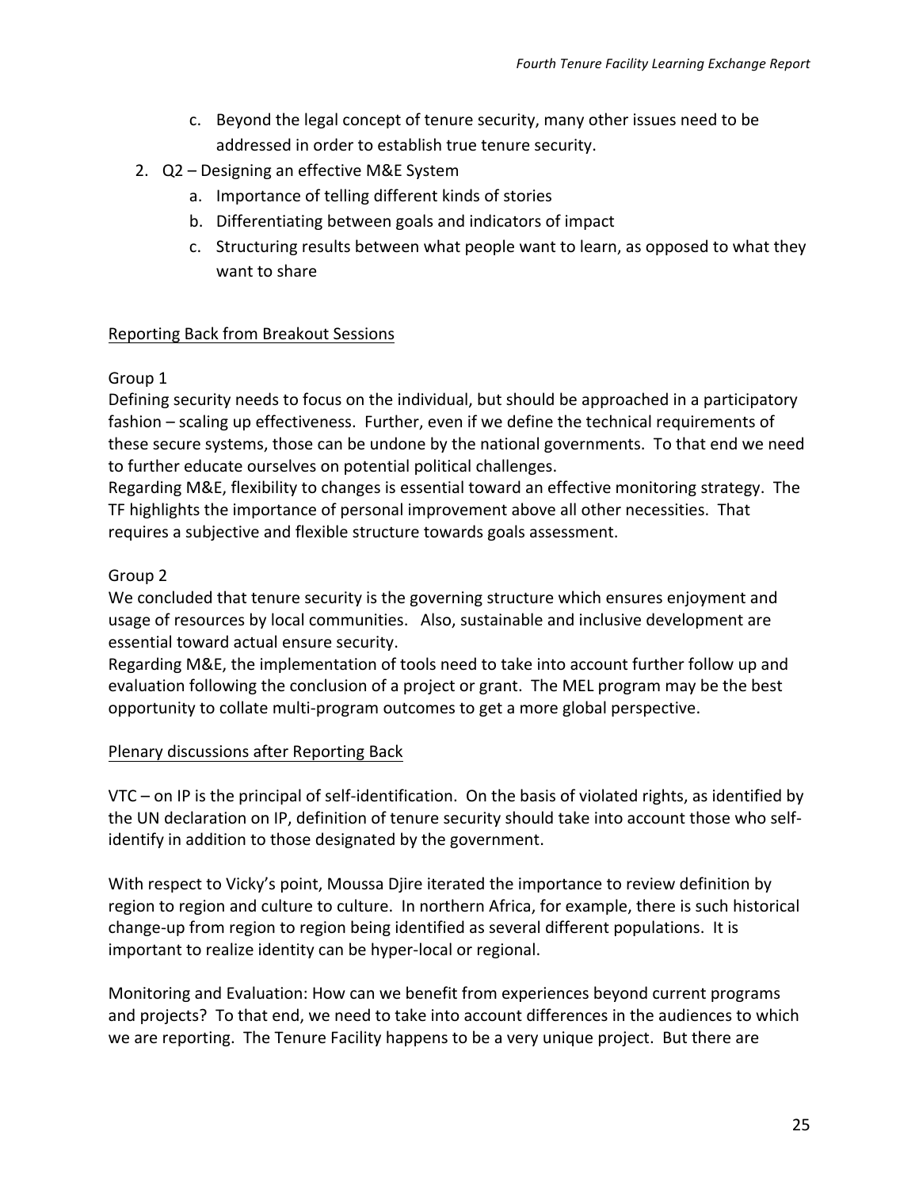c. Beyond the legal concept of tenure security, many other issues need to be addressed in order to establish true tenure security.

2. Q2 – Designing an effective M&E System
   a. Importance of telling different kinds of stories
   b. Differentiating between goals and indicators of impact
   c. Structuring results between what people want to learn, as opposed to what they want to share

<u>Reporting Back from Breakout Sessions</u>

Group 1

Defining security needs to focus on the individual, but should be approached in a participatory fashion – scaling up effectiveness. Further, even if we define the technical requirements of these secure systems, those can be undone by the national governments. To that end we need to further educate ourselves on potential political challenges.

Regarding M&E, flexibility to changes is essential toward an effective monitoring strategy. The TF highlights the importance of personal improvement above all other necessities. That requires a subjective and flexible structure towards goals assessment.

Group 2

We concluded that tenure security is the governing structure which ensures enjoyment and usage of resources by local communities. Also, sustainable and inclusive development are essential toward actual ensure security.

Regarding M&E, the implementation of tools need to take into account further follow up and evaluation following the conclusion of a project or grant. The MEL program may be the best opportunity to collate multi-program outcomes to get a more global perspective.

<u>Plenary discussions after Reporting Back</u>

VTC – on IP is the principal of self-identification. On the basis of violated rights, as identified by the UN declaration on IP, definition of tenure security should take into account those who self-identify in addition to those designated by the government.

With respect to Vicky's point, Moussa Djire iterated the importance to review definition by region to region and culture to culture. In northern Africa, for example, there is such historical change-up from region to region being identified as several different populations. It is important to realize identity can be hyper-local or regional.

Monitoring and Evaluation: How can we benefit from experiences beyond current programs and projects? To that end, we need to take into account differences in the audiences to which we are reporting. The Tenure Facility happens to be a very unique project. But there are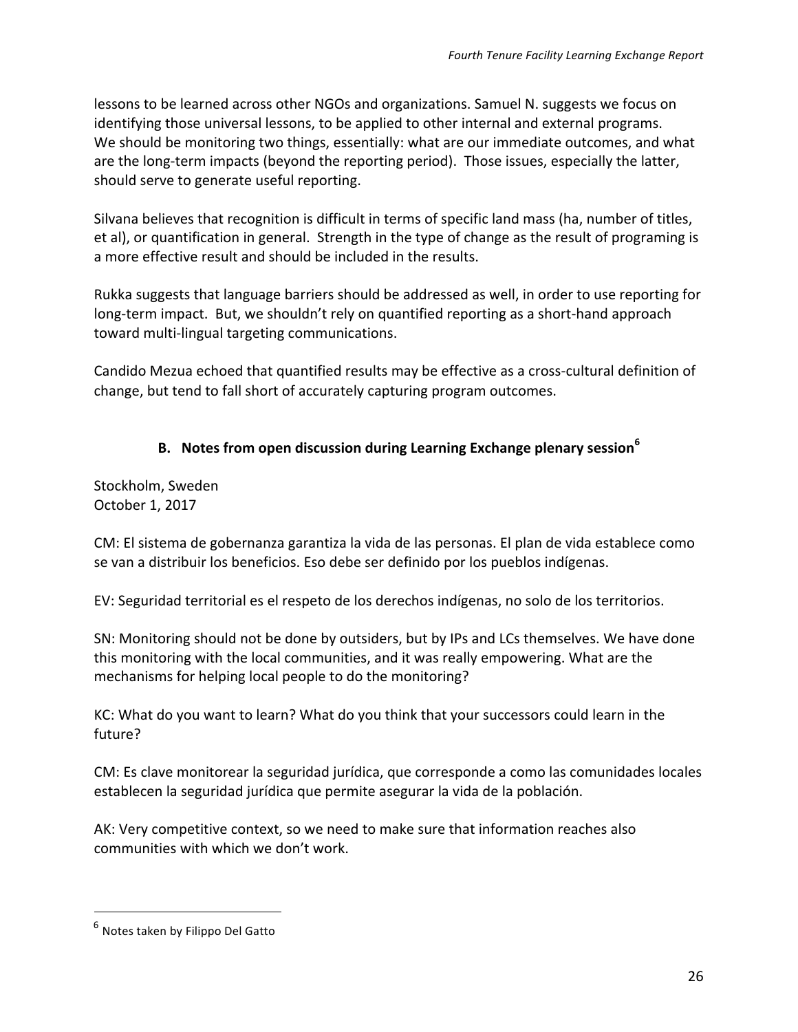lessons to be learned across other NGOs and organizations. Samuel N. suggests we focus on identifying those universal lessons, to be applied to other internal and external programs. We should be monitoring two things, essentially: what are our immediate outcomes, and what are the long-term impacts (beyond the reporting period). Those issues, especially the latter, should serve to generate useful reporting.

Silvana believes that recognition is difficult in terms of specific land mass (ha, number of titles, et al), or quantification in general. Strength in the type of change as the result of programing is a more effective result and should be included in the results.

Rukka suggests that language barriers should be addressed as well, in order to use reporting for long-term impact. But, we shouldn't rely on quantified reporting as a short-hand approach toward multi-lingual targeting communications.

Candido Mezua echoed that quantified results may be effective as a cross-cultural definition of change, but tend to fall short of accurately capturing program outcomes.

## B. Notes from open discussion during Learning Exchange plenary session[6]

Stockholm, Sweden
October 1, 2017

CM: El sistema de gobernanza garantiza la vida de las personas. El plan de vida establece como se van a distribuir los beneficios. Eso debe ser definido por los pueblos indígenas.

EV: Seguridad territorial es el respeto de los derechos indígenas, no solo de los territorios.

SN: Monitoring should not be done by outsiders, but by IPs and LCs themselves. We have done this monitoring with the local communities, and it was really empowering. What are the mechanisms for helping local people to do the monitoring?

KC: What do you want to learn? What do you think that your successors could learn in the future?

CM: Es clave monitorear la seguridad jurídica, que corresponde a como las comunidades locales establecen la seguridad jurídica que permite asegurar la vida de la población.

AK: Very competitive context, so we need to make sure that information reaches also communities with which we don't work.

---

[6] Notes taken by Filippo Del Gatto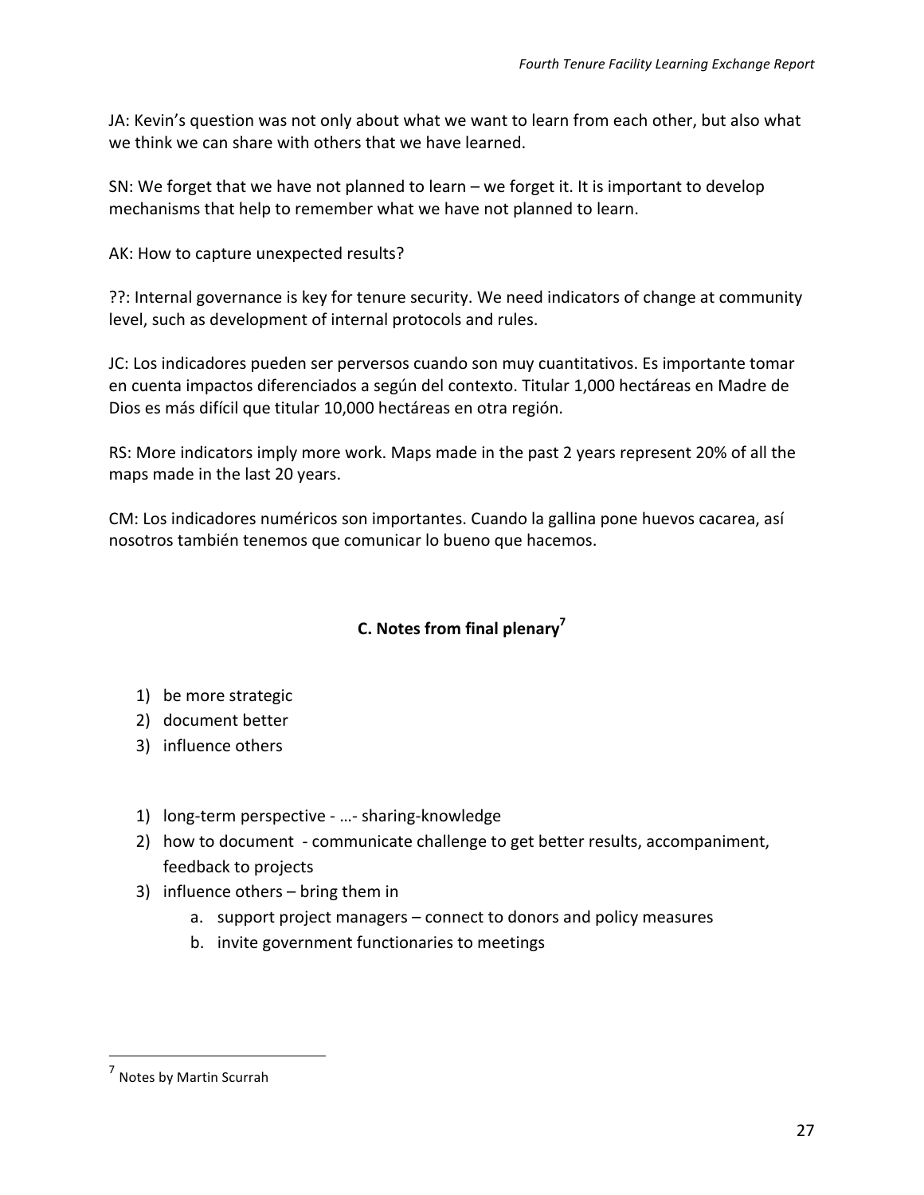JA: Kevin's question was not only about what we want to learn from each other, but also what we think we can share with others that we have learned.

SN: We forget that we have not planned to learn – we forget it. It is important to develop mechanisms that help to remember what we have not planned to learn.

AK: How to capture unexpected results?

??: Internal governance is key for tenure security. We need indicators of change at community level, such as development of internal protocols and rules.

JC: Los indicadores pueden ser perversos cuando son muy cuantitativos. Es importante tomar en cuenta impactos diferenciados a según del contexto. Titular 1,000 hectáreas en Madre de Dios es más difícil que titular 10,000 hectáreas en otra región.

RS: More indicators imply more work. Maps made in the past 2 years represent 20% of all the maps made in the last 20 years.

CM: Los indicadores numéricos son importantes. Cuando la gallina pone huevos cacarea, así nosotros también tenemos que comunicar lo bueno que hacemos.

## C. Notes from final plenary[7]

1) be more strategic
2) document better
3) influence others

1) long-term perspective - …- sharing-knowledge
2) how to document - communicate challenge to get better results, accompaniment, feedback to projects
3) influence others – bring them in
   a. support project managers – connect to donors and policy measures
   b. invite government functionaries to meetings

[7] Notes by Martin Scurrah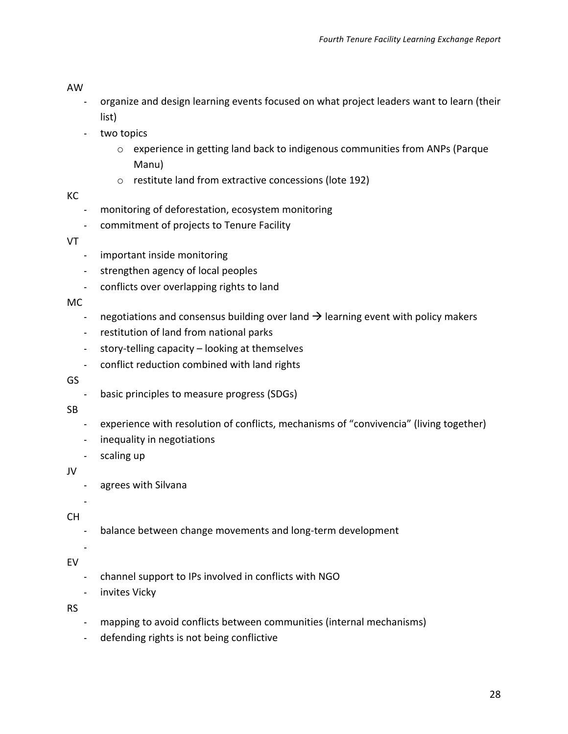AW

- organize and design learning events focused on what project leaders want to learn (their list)
- two topics
    - experience in getting land back to indigenous communities from ANPs (Parque Manu)
    - restitute land from extractive concessions (lote 192)

KC

- monitoring of deforestation, ecosystem monitoring
- commitment of projects to Tenure Facility

VT

- important inside monitoring
- strengthen agency of local peoples
- conflicts over overlapping rights to land

MC

- negotiations and consensus building over land → learning event with policy makers
- restitution of land from national parks
- story-telling capacity – looking at themselves
- conflict reduction combined with land rights

GS

- basic principles to measure progress (SDGs)

SB

- experience with resolution of conflicts, mechanisms of "convivencia" (living together)
- inequality in negotiations
- scaling up

JV

- agrees with Silvana
-

CH

- balance between change movements and long-term development
-

EV

- channel support to IPs involved in conflicts with NGO
- invites Vicky

RS

- mapping to avoid conflicts between communities (internal mechanisms)
- defending rights is not being conflictive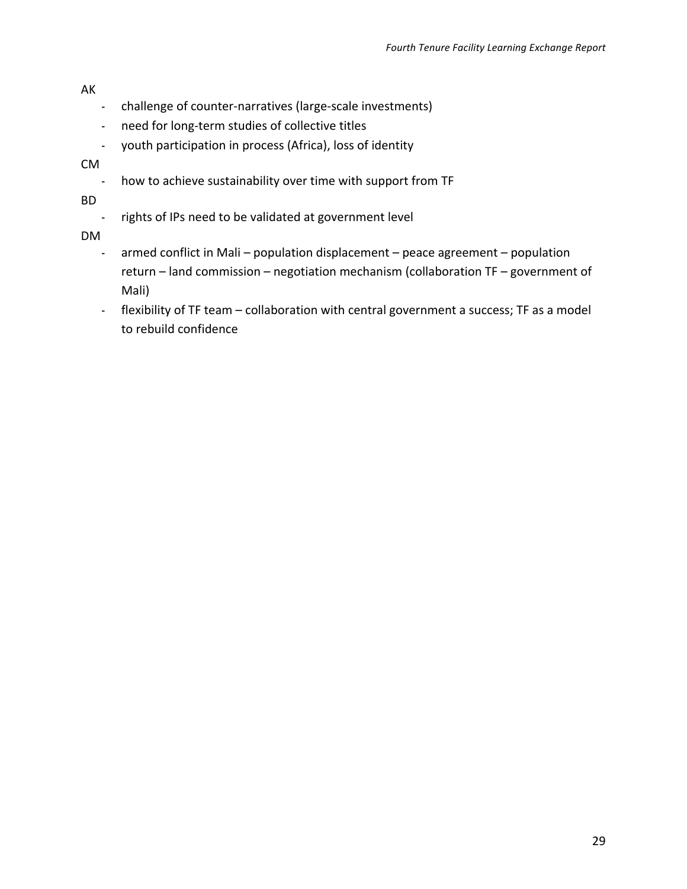AK

- challenge of counter-narratives (large-scale investments)
- need for long-term studies of collective titles
- youth participation in process (Africa), loss of identity

CM

- how to achieve sustainability over time with support from TF

BD

- rights of IPs need to be validated at government level

DM

- armed conflict in Mali – population displacement – peace agreement – population return – land commission – negotiation mechanism (collaboration TF – government of Mali)
- flexibility of TF team – collaboration with central government a success; TF as a model to rebuild confidence